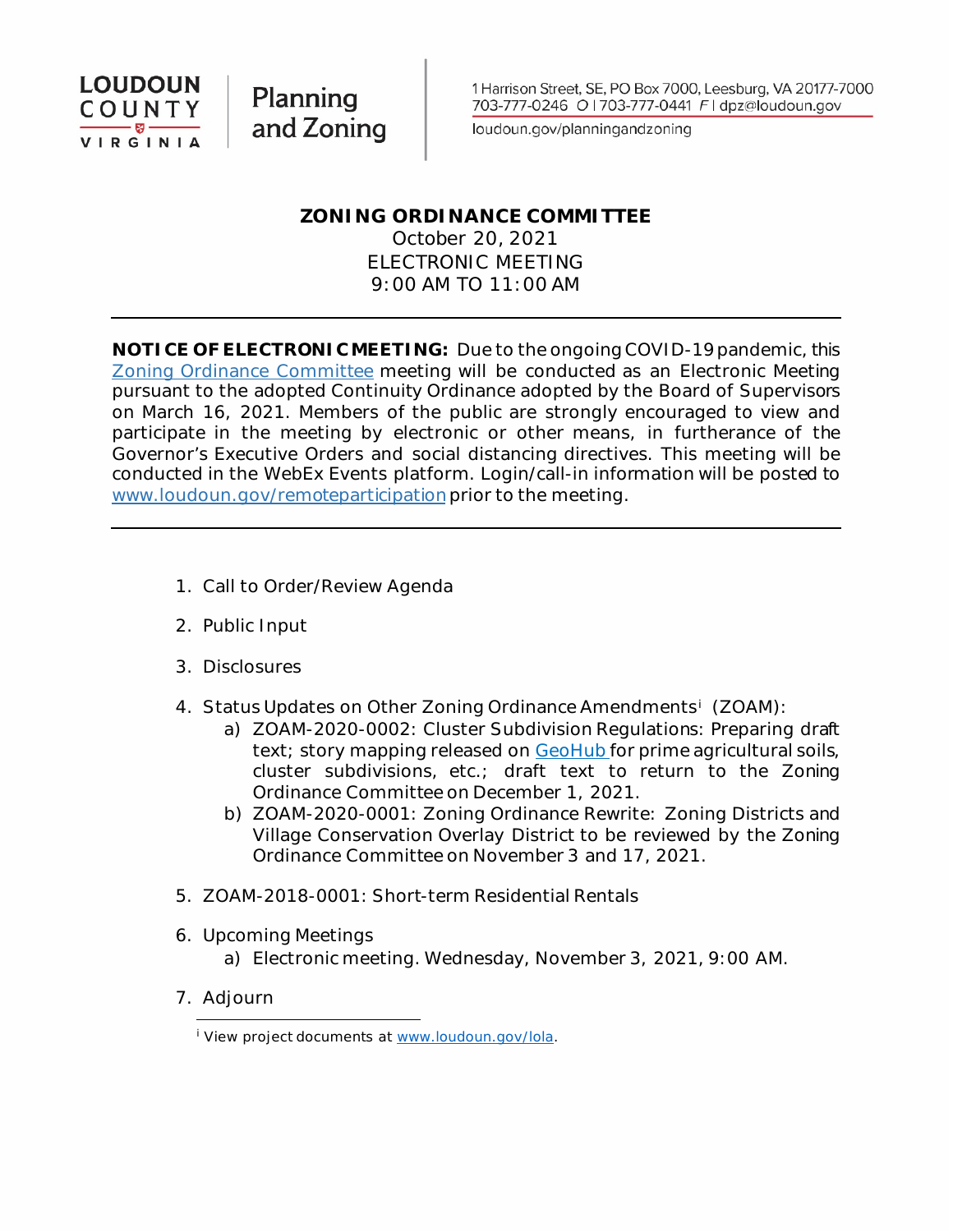LOUDOUN COUNTY VIRGINIA | Planning and Zoning

1 Harrison Street, SE, PO Box 7000, Leesburg, VA 20177-7000
703-777-0246 O | 703-777-0441 F | dpz@loudoun.gov
loudoun.gov/planningandzoning

# ZONING ORDINANCE COMMITTEE

October 20, 2021
ELECTRONIC MEETING
9:00 AM TO 11:00 AM

---

**NOTICE OF ELECTRONIC MEETING:** Due to the ongoing COVID-19 pandemic, this Zoning Ordinance Committee meeting will be conducted as an Electronic Meeting pursuant to the adopted Continuity Ordinance adopted by the Board of Supervisors on March 16, 2021. Members of the public are strongly encouraged to view and participate in the meeting by electronic or other means, in furtherance of the Governor's Executive Orders and social distancing directives. This meeting will be conducted in the WebEx Events platform. Login/call-in information will be posted to www.loudoun.gov/remoteparticipation prior to the meeting.

---

1. Call to Order/Review Agenda
2. Public Input
3. Disclosures
4. Status Updates on Other Zoning Ordinance Amendments[i] (ZOAM):
   a) ZOAM-2020-0002: Cluster Subdivision Regulations: Preparing draft text; story mapping released on GeoHub for prime agricultural soils, cluster subdivisions, etc.; draft text to return to the Zoning Ordinance Committee on December 1, 2021.
   b) ZOAM-2020-0001: Zoning Ordinance Rewrite: Zoning Districts and Village Conservation Overlay District to be reviewed by the Zoning Ordinance Committee on November 3 and 17, 2021.
5. ZOAM-2018-0001: Short-term Residential Rentals
6. Upcoming Meetings
   a) Electronic meeting. Wednesday, November 3, 2021, 9:00 AM.
7. Adjourn

---

[i] View project documents at www.loudoun.gov/lola.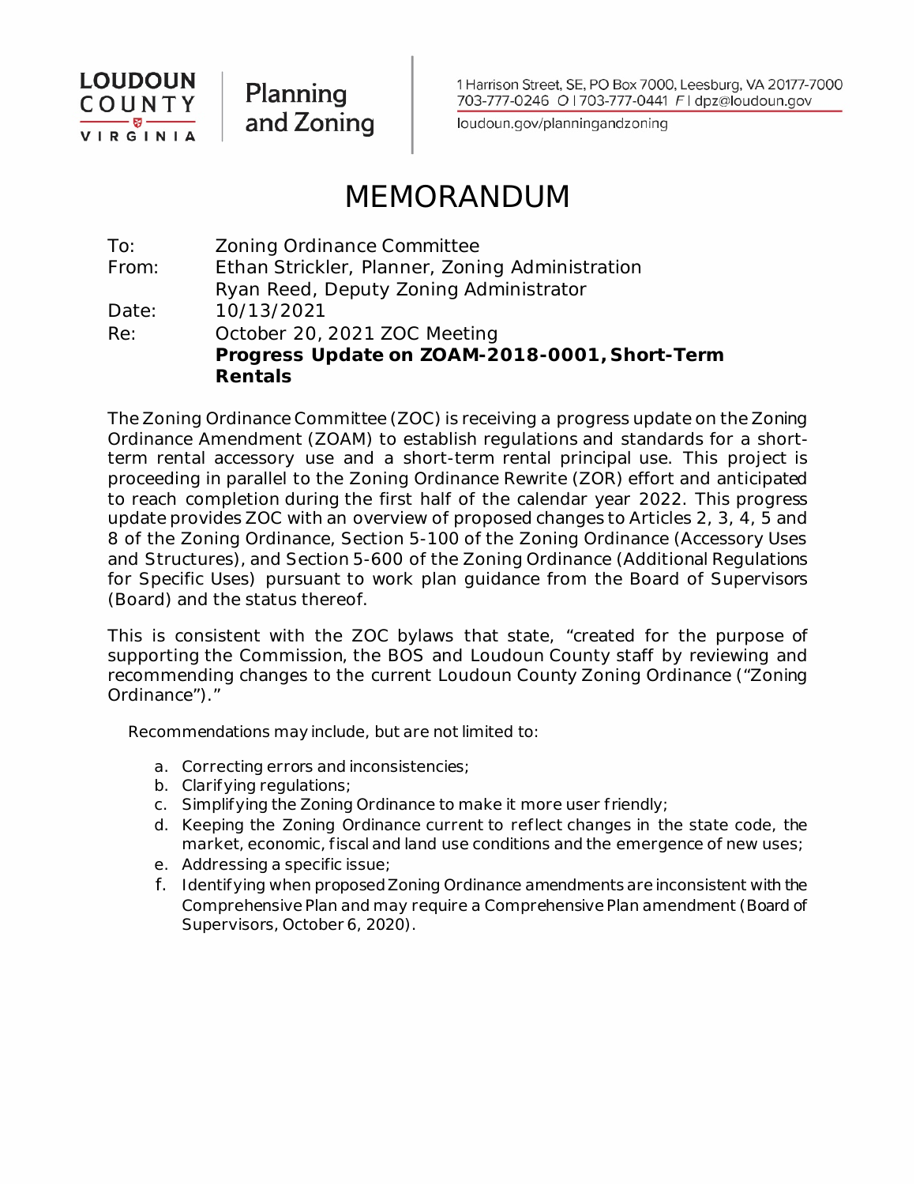LOUDOUN COUNTY VIRGINIA | Planning and Zoning

1 Harrison Street, SE, PO Box 7000, Leesburg, VA 20177-7000
703-777-0246 O | 703-777-0441 F | dpz@loudoun.gov
loudoun.gov/planningandzoning

# MEMORANDUM

To: Zoning Ordinance Committee
From: Ethan Strickler, Planner, Zoning Administration
Ryan Reed, Deputy Zoning Administrator
Date: 10/13/2021
Re: October 20, 2021 ZOC Meeting
**Progress Update on ZOAM-2018-0001, Short-Term Rentals**

The Zoning Ordinance Committee (ZOC) is receiving a progress update on the Zoning Ordinance Amendment (ZOAM) to establish regulations and standards for a short-term rental accessory use and a short-term rental principal use. This project is proceeding in parallel to the Zoning Ordinance Rewrite (ZOR) effort and anticipated to reach completion during the first half of the calendar year 2022. This progress update provides ZOC with an overview of proposed changes to Articles 2, 3, 4, 5 and 8 of the Zoning Ordinance, Section 5-100 of the Zoning Ordinance (Accessory Uses and Structures), and Section 5-600 of the Zoning Ordinance (Additional Regulations for Specific Uses) pursuant to work plan guidance from the Board of Supervisors (Board) and the status thereof.

This is consistent with the ZOC bylaws that state, "created for the purpose of supporting the Commission, the BOS and Loudoun County staff by reviewing and recommending changes to the current Loudoun County Zoning Ordinance ("Zoning Ordinance")."

Recommendations may include, but are not limited to:

a. Correcting errors and inconsistencies;
b. Clarifying regulations;
c. Simplifying the Zoning Ordinance to make it more user friendly;
d. Keeping the Zoning Ordinance current to reflect changes in the state code, the market, economic, fiscal and land use conditions and the emergence of new uses;
e. Addressing a specific issue;
f. Identifying when proposed Zoning Ordinance amendments are inconsistent with the Comprehensive Plan and may require a Comprehensive Plan amendment (Board of Supervisors, October 6, 2020).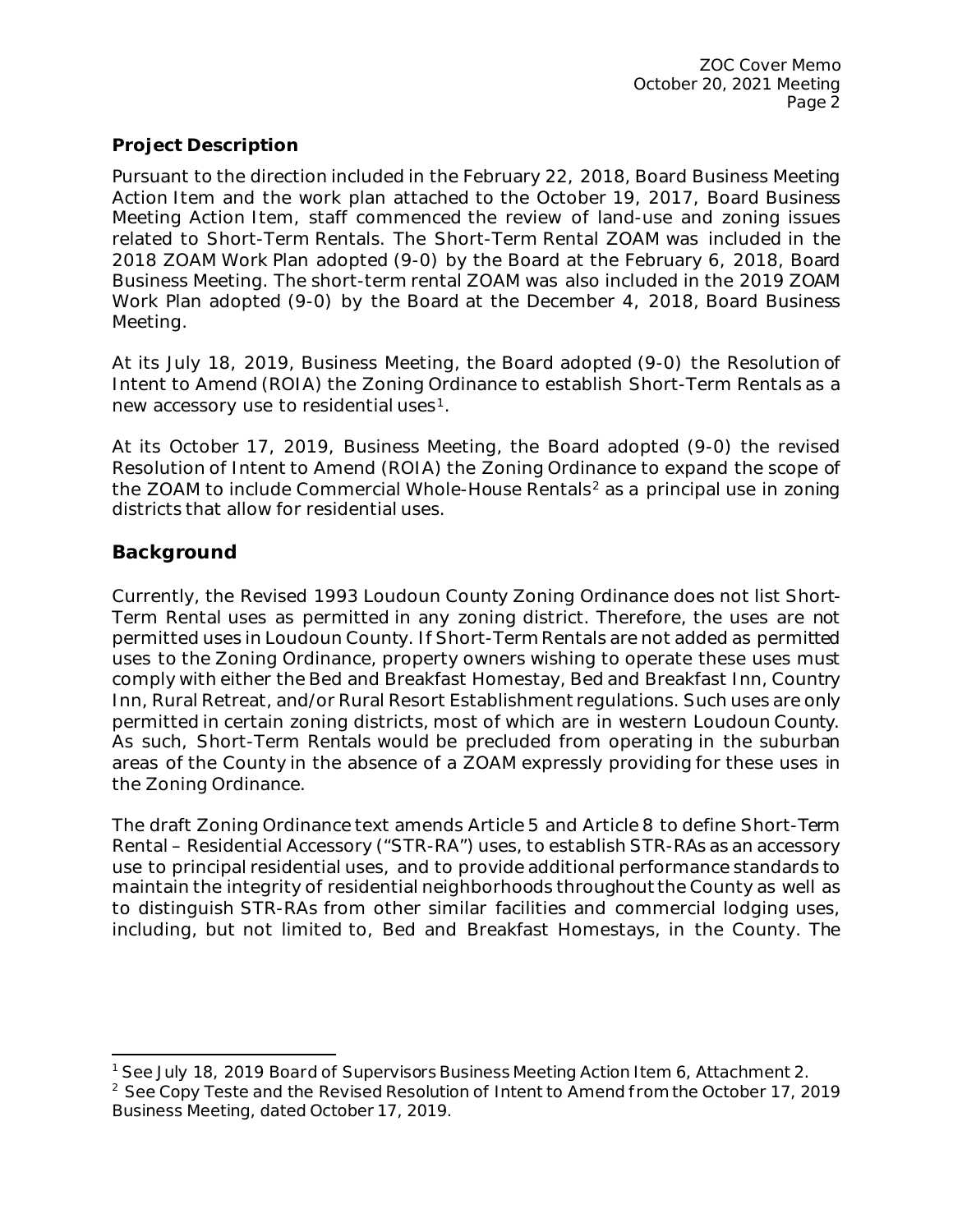## Project Description

Pursuant to the direction included in the February 22, 2018, Board Business Meeting Action Item and the work plan attached to the October 19, 2017, Board Business Meeting Action Item, staff commenced the review of land-use and zoning issues related to Short-Term Rentals. The Short-Term Rental ZOAM was included in the 2018 ZOAM Work Plan adopted (9-0) by the Board at the February 6, 2018, Board Business Meeting. The short-term rental ZOAM was also included in the 2019 ZOAM Work Plan adopted (9-0) by the Board at the December 4, 2018, Board Business Meeting.

At its July 18, 2019, Business Meeting, the Board adopted (9-0) the Resolution of Intent to Amend (ROIA) the Zoning Ordinance to establish Short-Term Rentals as a new accessory use to residential uses[1].

At its October 17, 2019, Business Meeting, the Board adopted (9-0) the revised Resolution of Intent to Amend (ROIA) the Zoning Ordinance to expand the scope of the ZOAM to include Commercial Whole-House Rentals[2] as a principal use in zoning districts that allow for residential uses.

## Background

Currently, the Revised 1993 Loudoun County Zoning Ordinance does not list Short-Term Rental uses as permitted in any zoning district. Therefore, the uses are not permitted uses in Loudoun County. If Short-Term Rentals are not added as permitted uses to the Zoning Ordinance, property owners wishing to operate these uses must comply with either the Bed and Breakfast Homestay, Bed and Breakfast Inn, Country Inn, Rural Retreat, and/or Rural Resort Establishment regulations. Such uses are only permitted in certain zoning districts, most of which are in western Loudoun County. As such, Short-Term Rentals would be precluded from operating in the suburban areas of the County in the absence of a ZOAM expressly providing for these uses in the Zoning Ordinance.

The draft Zoning Ordinance text amends Article 5 and Article 8 to define Short-Term Rental – Residential Accessory ("STR-RA") uses, to establish STR-RAs as an accessory use to principal residential uses, and to provide additional performance standards to maintain the integrity of residential neighborhoods throughout the County as well as to distinguish STR-RAs from other similar facilities and commercial lodging uses, including, but not limited to, Bed and Breakfast Homestays, in the County. The

---

[1] See July 18, 2019 Board of Supervisors Business Meeting Action Item 6, Attachment 2.

[2] See Copy Teste and the Revised Resolution of Intent to Amend from the October 17, 2019 Business Meeting, dated October 17, 2019.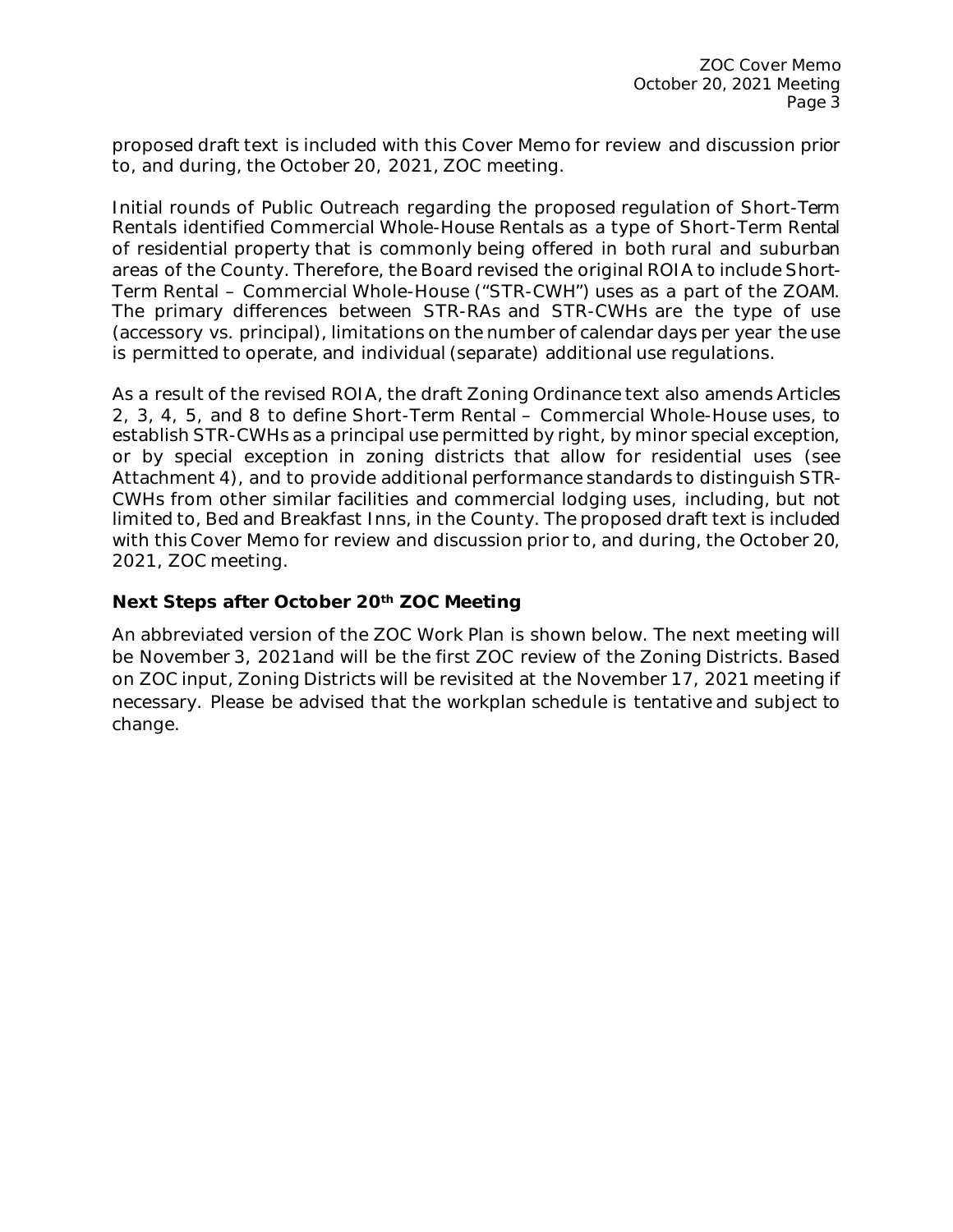proposed draft text is included with this Cover Memo for review and discussion prior to, and during, the October 20, 2021, ZOC meeting.

Initial rounds of Public Outreach regarding the proposed regulation of Short-Term Rentals identified Commercial Whole-House Rentals as a type of Short-Term Rental of residential property that is commonly being offered in both rural and suburban areas of the County. Therefore, the Board revised the original ROIA to include Short-Term Rental – Commercial Whole-House ("STR-CWH") uses as a part of the ZOAM. The primary differences between STR-RAs and STR-CWHs are the type of use (accessory vs. principal), limitations on the number of calendar days per year the use is permitted to operate, and individual (separate) additional use regulations.

As a result of the revised ROIA, the draft Zoning Ordinance text also amends Articles 2, 3, 4, 5, and 8 to define Short-Term Rental – Commercial Whole-House uses, to establish STR-CWHs as a principal use permitted by right, by minor special exception, or by special exception in zoning districts that allow for residential uses (see Attachment 4), and to provide additional performance standards to distinguish STR-CWHs from other similar facilities and commercial lodging uses, including, but not limited to, Bed and Breakfast Inns, in the County. The proposed draft text is included with this Cover Memo for review and discussion prior to, and during, the October 20, 2021, ZOC meeting.

**Next Steps after October 20th ZOC Meeting**

An abbreviated version of the ZOC Work Plan is shown below. The next meeting will be November 3, 2021and will be the first ZOC review of the Zoning Districts. Based on ZOC input, Zoning Districts will be revisited at the November 17, 2021 meeting if necessary. Please be advised that the workplan schedule is tentative and subject to change.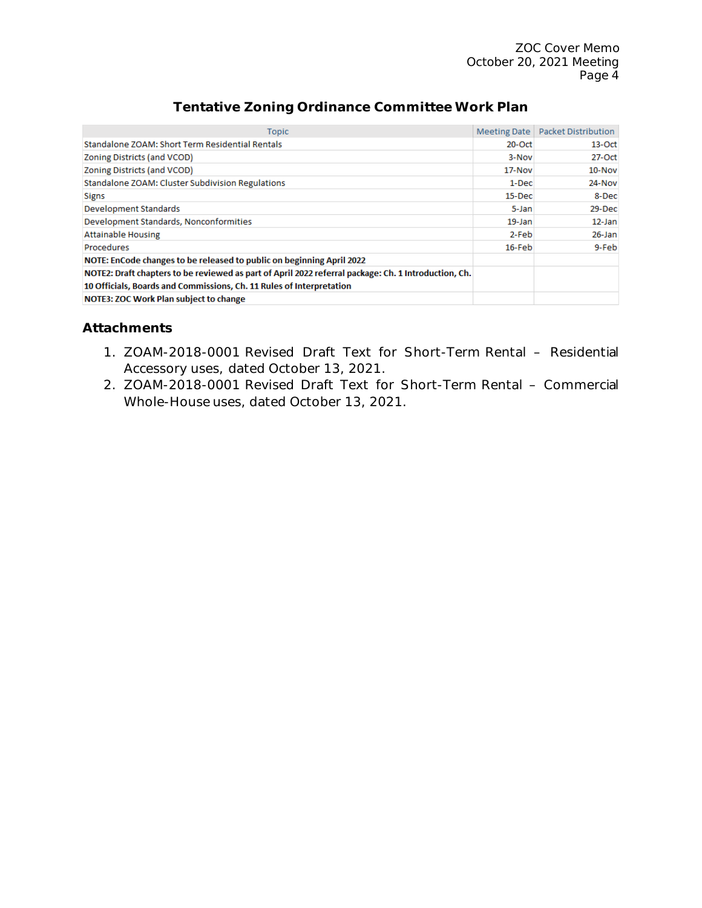## Tentative Zoning Ordinance Committee Work Plan

| Topic | Meeting Date | Packet Distribution |
|---|---|---|
| Standalone ZOAM: Short Term Residential Rentals | 20-Oct | 13-Oct |
| Zoning Districts (and VCOD) | 3-Nov | 27-Oct |
| Zoning Districts (and VCOD) | 17-Nov | 10-Nov |
| Standalone ZOAM: Cluster Subdivision Regulations | 1-Dec | 24-Nov |
| Signs | 15-Dec | 8-Dec |
| Development Standards | 5-Jan | 29-Dec |
| Development Standards, Nonconformities | 19-Jan | 12-Jan |
| Attainable Housing | 2-Feb | 26-Jan |
| Procedures | 16-Feb | 9-Feb |
| **NOTE: EnCode changes to be released to public on beginning April 2022** | | |
| **NOTE2: Draft chapters to be reviewed as part of April 2022 referral package: Ch. 1 Introduction, Ch. 10 Officials, Boards and Commissions, Ch. 11 Rules of Interpretation** | | |
| **NOTE3: ZOC Work Plan subject to change** | | |

### Attachments

1. ZOAM-2018-0001 Revised Draft Text for Short-Term Rental – Residential Accessory uses, dated October 13, 2021.
2. ZOAM-2018-0001 Revised Draft Text for Short-Term Rental – Commercial Whole-House uses, dated October 13, 2021.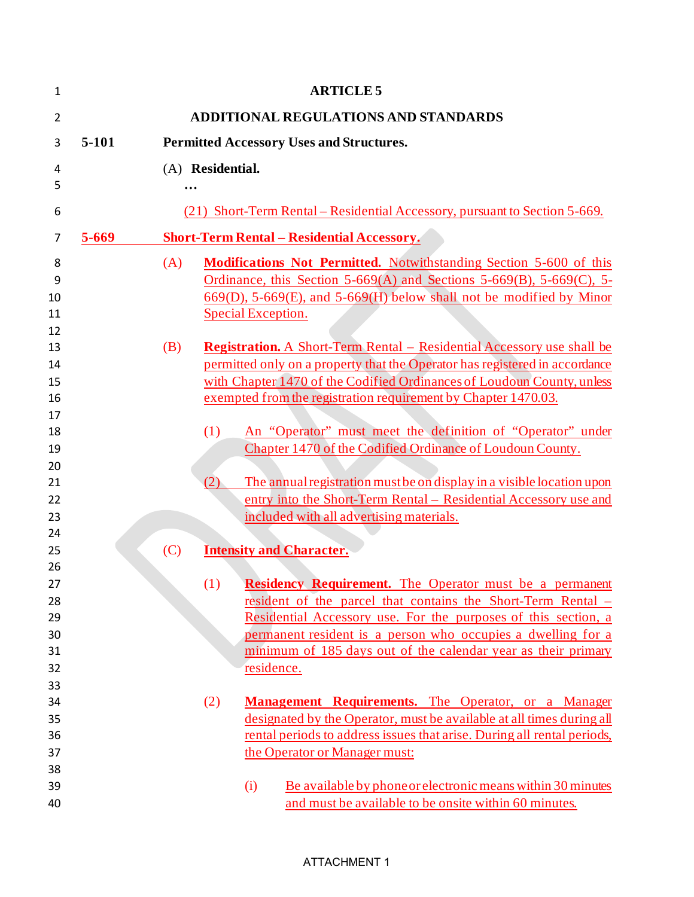# ARTICLE 5

## ADDITIONAL REGULATIONS AND STANDARDS

**5-101 Permitted Accessory Uses and Structures.**

(A) **Residential.**

…

(21) Short-Term Rental – Residential Accessory, pursuant to Section 5-669.

**5-669 Short-Term Rental – Residential Accessory.**

(A) **Modifications Not Permitted.** Notwithstanding Section 5-600 of this Ordinance, this Section 5-669(A) and Sections 5-669(B), 5-669(C), 5-669(D), 5-669(E), and 5-669(H) below shall not be modified by Minor Special Exception.

(B) **Registration.** A Short-Term Rental – Residential Accessory use shall be permitted only on a property that the Operator has registered in accordance with Chapter 1470 of the Codified Ordinances of Loudoun County, unless exempted from the registration requirement by Chapter 1470.03.

(1) An "Operator" must meet the definition of "Operator" under Chapter 1470 of the Codified Ordinance of Loudoun County.

(2) The annual registration must be on display in a visible location upon entry into the Short-Term Rental – Residential Accessory use and included with all advertising materials.

(C) **Intensity and Character.**

(1) **Residency Requirement.** The Operator must be a permanent resident of the parcel that contains the Short-Term Rental – Residential Accessory use. For the purposes of this section, a permanent resident is a person who occupies a dwelling for a minimum of 185 days out of the calendar year as their primary residence.

(2) **Management Requirements.** The Operator, or a Manager designated by the Operator, must be available at all times during all rental periods to address issues that arise. During all rental periods, the Operator or Manager must:

(i) Be available by phone or electronic means within 30 minutes and must be available to be onsite within 60 minutes.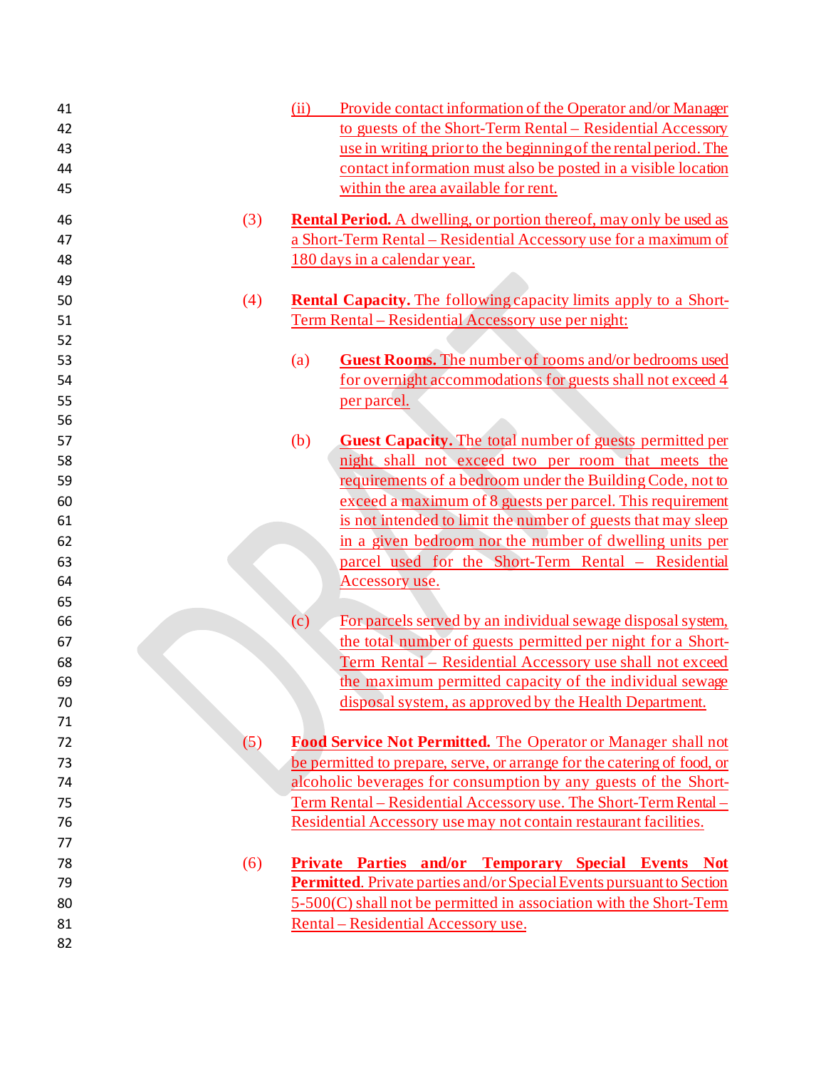(ii) Provide contact information of the Operator and/or Manager to guests of the Short-Term Rental – Residential Accessory use in writing prior to the beginning of the rental period. The contact information must also be posted in a visible location within the area available for rent.

(3) **Rental Period.** A dwelling, or portion thereof, may only be used as a Short-Term Rental – Residential Accessory use for a maximum of 180 days in a calendar year.

(4) **Rental Capacity.** The following capacity limits apply to a Short-Term Rental – Residential Accessory use per night:

(a) **Guest Rooms.** The number of rooms and/or bedrooms used for overnight accommodations for guests shall not exceed 4 per parcel.

(b) **Guest Capacity.** The total number of guests permitted per night shall not exceed two per room that meets the requirements of a bedroom under the Building Code, not to exceed a maximum of 8 guests per parcel. This requirement is not intended to limit the number of guests that may sleep in a given bedroom nor the number of dwelling units per parcel used for the Short-Term Rental – Residential Accessory use.

(c) For parcels served by an individual sewage disposal system, the total number of guests permitted per night for a Short-Term Rental – Residential Accessory use shall not exceed the maximum permitted capacity of the individual sewage disposal system, as approved by the Health Department.

(5) **Food Service Not Permitted.** The Operator or Manager shall not be permitted to prepare, serve, or arrange for the catering of food, or alcoholic beverages for consumption by any guests of the Short-Term Rental – Residential Accessory use. The Short-Term Rental – Residential Accessory use may not contain restaurant facilities.

(6) **Private Parties and/or Temporary Special Events Not Permitted**. Private parties and/or Special Events pursuant to Section 5-500(C) shall not be permitted in association with the Short-Term Rental – Residential Accessory use.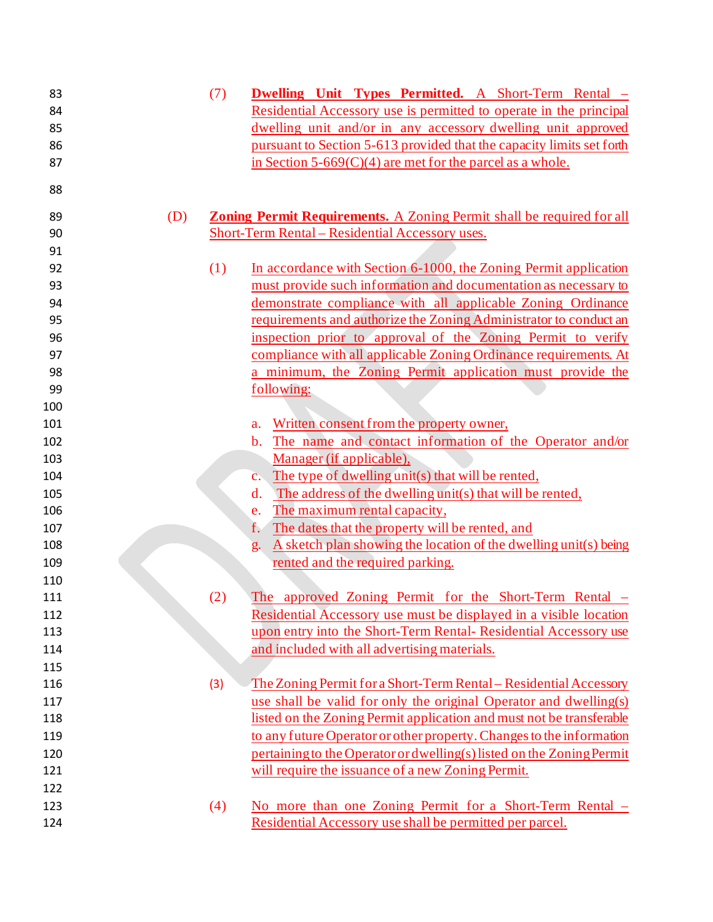(7) **Dwelling Unit Types Permitted.** A Short-Term Rental – Residential Accessory use is permitted to operate in the principal dwelling unit and/or in any accessory dwelling unit approved pursuant to Section 5-613 provided that the capacity limits set forth in Section 5-669(C)(4) are met for the parcel as a whole.

(D) **Zoning Permit Requirements.** A Zoning Permit shall be required for all Short-Term Rental – Residential Accessory uses.

(1) In accordance with Section 6-1000, the Zoning Permit application must provide such information and documentation as necessary to demonstrate compliance with all applicable Zoning Ordinance requirements and authorize the Zoning Administrator to conduct an inspection prior to approval of the Zoning Permit to verify compliance with all applicable Zoning Ordinance requirements. At a minimum, the Zoning Permit application must provide the following:

a. Written consent from the property owner,
b. The name and contact information of the Operator and/or Manager (if applicable),
c. The type of dwelling unit(s) that will be rented,
d. The address of the dwelling unit(s) that will be rented,
e. The maximum rental capacity,
f. The dates that the property will be rented, and
g. A sketch plan showing the location of the dwelling unit(s) being rented and the required parking.

(2) The approved Zoning Permit for the Short-Term Rental – Residential Accessory use must be displayed in a visible location upon entry into the Short-Term Rental- Residential Accessory use and included with all advertising materials.

(3) The Zoning Permit for a Short-Term Rental – Residential Accessory use shall be valid for only the original Operator and dwelling(s) listed on the Zoning Permit application and must not be transferable to any future Operator or other property. Changes to the information pertaining to the Operator or dwelling(s) listed on the Zoning Permit will require the issuance of a new Zoning Permit.

(4) No more than one Zoning Permit for a Short-Term Rental – Residential Accessory use shall be permitted per parcel.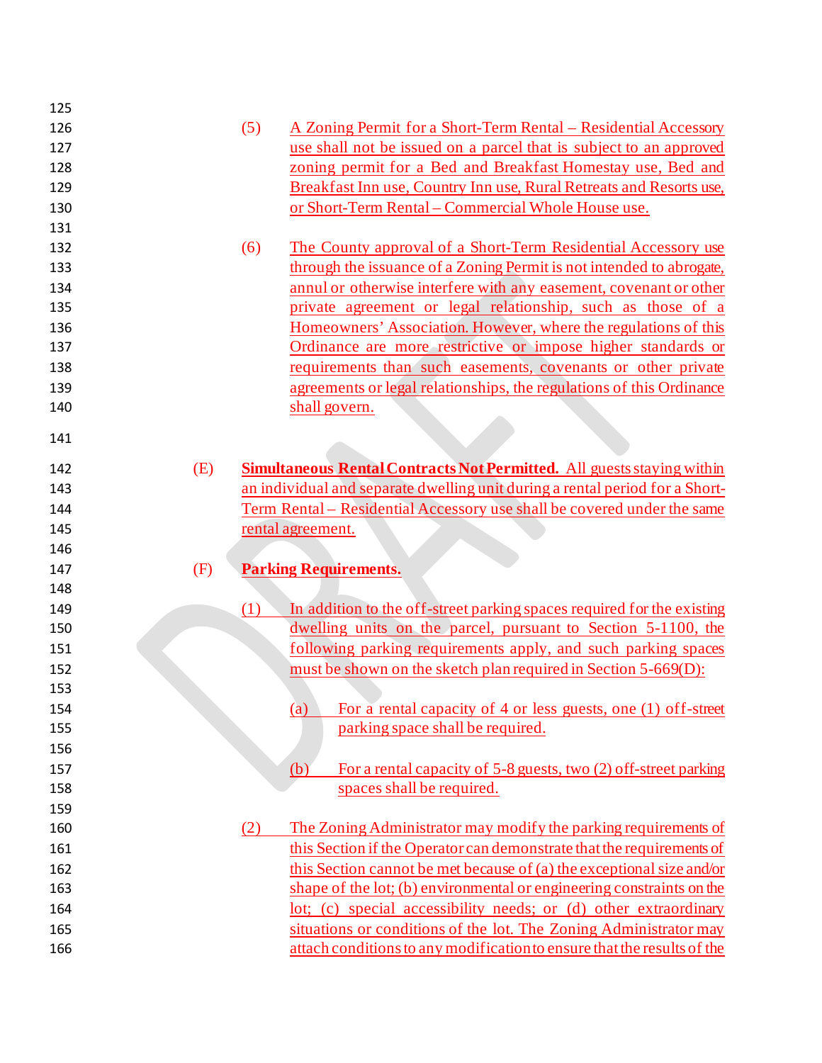(5) A Zoning Permit for a Short-Term Rental – Residential Accessory use shall not be issued on a parcel that is subject to an approved zoning permit for a Bed and Breakfast Homestay use, Bed and Breakfast Inn use, Country Inn use, Rural Retreats and Resorts use, or Short-Term Rental – Commercial Whole House use.

(6) The County approval of a Short-Term Residential Accessory use through the issuance of a Zoning Permit is not intended to abrogate, annul or otherwise interfere with any easement, covenant or other private agreement or legal relationship, such as those of a Homeowners' Association. However, where the regulations of this Ordinance are more restrictive or impose higher standards or requirements than such easements, covenants or other private agreements or legal relationships, the regulations of this Ordinance shall govern.

(E) **Simultaneous Rental Contracts Not Permitted.** All guests staying within an individual and separate dwelling unit during a rental period for a Short-Term Rental – Residential Accessory use shall be covered under the same rental agreement.

(F) **Parking Requirements.**

(1) In addition to the off-street parking spaces required for the existing dwelling units on the parcel, pursuant to Section 5-1100, the following parking requirements apply, and such parking spaces must be shown on the sketch plan required in Section 5-669(D):

(a) For a rental capacity of 4 or less guests, one (1) off-street parking space shall be required.

(b) For a rental capacity of 5-8 guests, two (2) off-street parking spaces shall be required.

(2) The Zoning Administrator may modify the parking requirements of this Section if the Operator can demonstrate that the requirements of this Section cannot be met because of (a) the exceptional size and/or shape of the lot; (b) environmental or engineering constraints on the lot; (c) special accessibility needs; or (d) other extraordinary situations or conditions of the lot. The Zoning Administrator may attach conditions to any modification to ensure that the results of the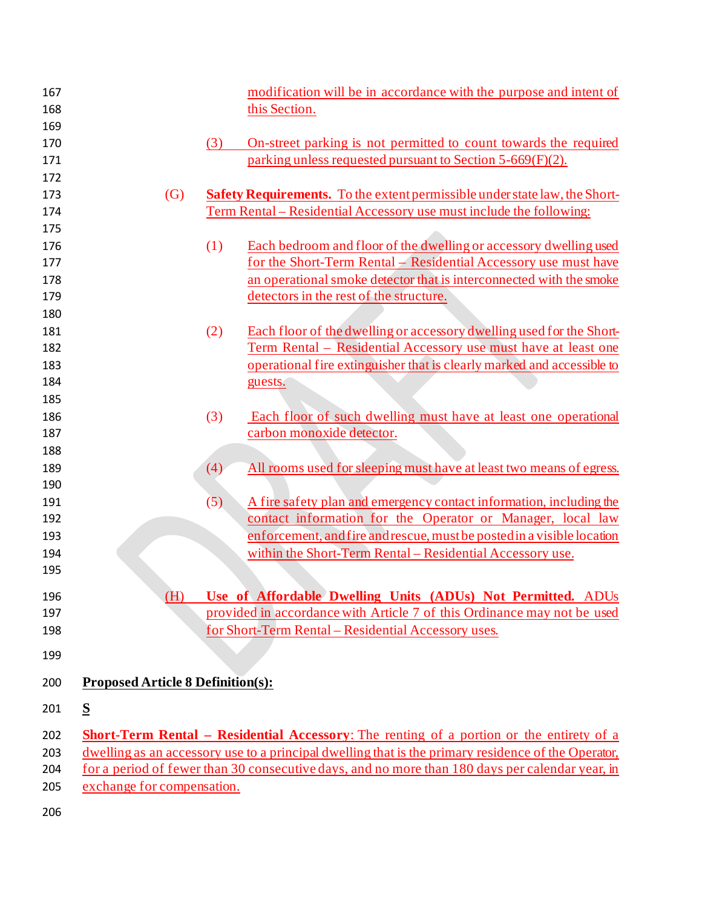modification will be in accordance with the purpose and intent of this Section.

(3) On-street parking is not permitted to count towards the required parking unless requested pursuant to Section 5-669(F)(2).

(G) **Safety Requirements.** To the extent permissible under state law, the Short-Term Rental – Residential Accessory use must include the following:

(1) Each bedroom and floor of the dwelling or accessory dwelling used for the Short-Term Rental – Residential Accessory use must have an operational smoke detector that is interconnected with the smoke detectors in the rest of the structure.

(2) Each floor of the dwelling or accessory dwelling used for the Short-Term Rental – Residential Accessory use must have at least one operational fire extinguisher that is clearly marked and accessible to guests.

(3) Each floor of such dwelling must have at least one operational carbon monoxide detector.

(4) All rooms used for sleeping must have at least two means of egress.

(5) A fire safety plan and emergency contact information, including the contact information for the Operator or Manager, local law enforcement, and fire and rescue, must be posted in a visible location within the Short-Term Rental – Residential Accessory use.

(H) **Use of Affordable Dwelling Units (ADUs) Not Permitted.** ADUs provided in accordance with Article 7 of this Ordinance may not be used for Short-Term Rental – Residential Accessory uses.

**Proposed Article 8 Definition(s):**

**S**

**Short-Term Rental – Residential Accessory**: The renting of a portion or the entirety of a dwelling as an accessory use to a principal dwelling that is the primary residence of the Operator, for a period of fewer than 30 consecutive days, and no more than 180 days per calendar year, in exchange for compensation.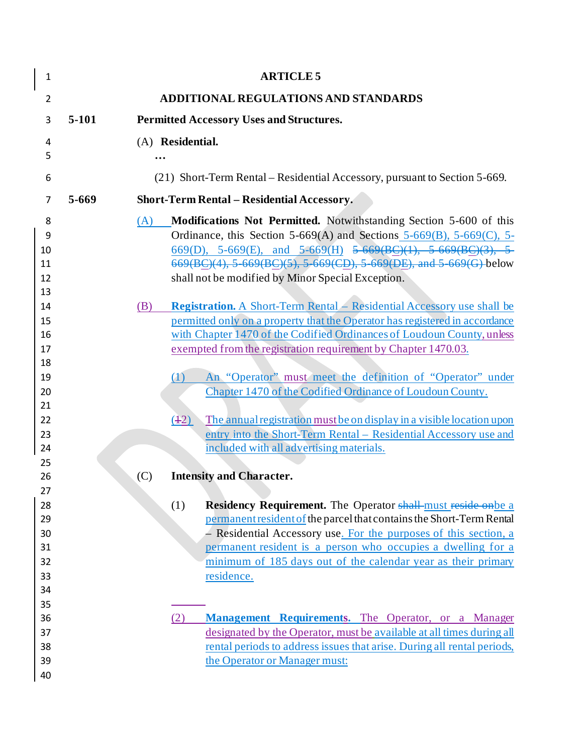# ARTICLE 5

## ADDITIONAL REGULATIONS AND STANDARDS

**5-101 Permitted Accessory Uses and Structures.**

(A) **Residential.**

…

(21) Short-Term Rental – Residential Accessory, pursuant to Section 5-669.

**5-669 Short-Term Rental – Residential Accessory.**

(A) **Modifications Not Permitted.** Notwithstanding Section 5-600 of this Ordinance, this Section 5-669(A) and Sections 5-669(B), 5-669(C), 5-669(D), 5-669(E), and 5-669(H) ~~5-669(BC)(1), 5-669(BC)(3), 5-669(BC)(4), 5-669(BC)(5), 5-669(CD), 5-669(DE), and 5-669(G)~~ below shall not be modified by Minor Special Exception.

(B) **Registration.** A Short-Term Rental – Residential Accessory use shall be permitted only on a property that the Operator has registered in accordance with Chapter 1470 of the Codified Ordinances of Loudoun County, unless exempted from the registration requirement by Chapter 1470.03.

(1) An "Operator" must meet the definition of "Operator" under Chapter 1470 of the Codified Ordinance of Loudoun County.

(~~1~~2) The annual registration must be on display in a visible location upon entry into the Short-Term Rental – Residential Accessory use and included with all advertising materials.

(C) **Intensity and Character.**

(1) **Residency Requirement.** The Operator ~~shall~~ must ~~reside on~~ be a permanent resident of the parcel that contains the Short-Term Rental – Residential Accessory use. For the purposes of this section, a permanent resident is a person who occupies a dwelling for a minimum of 185 days out of the calendar year as their primary residence.

(2) **Management Requirements.** The Operator, or a Manager designated by the Operator, must be available at all times during all rental periods to address issues that arise. During all rental periods, the Operator or Manager must: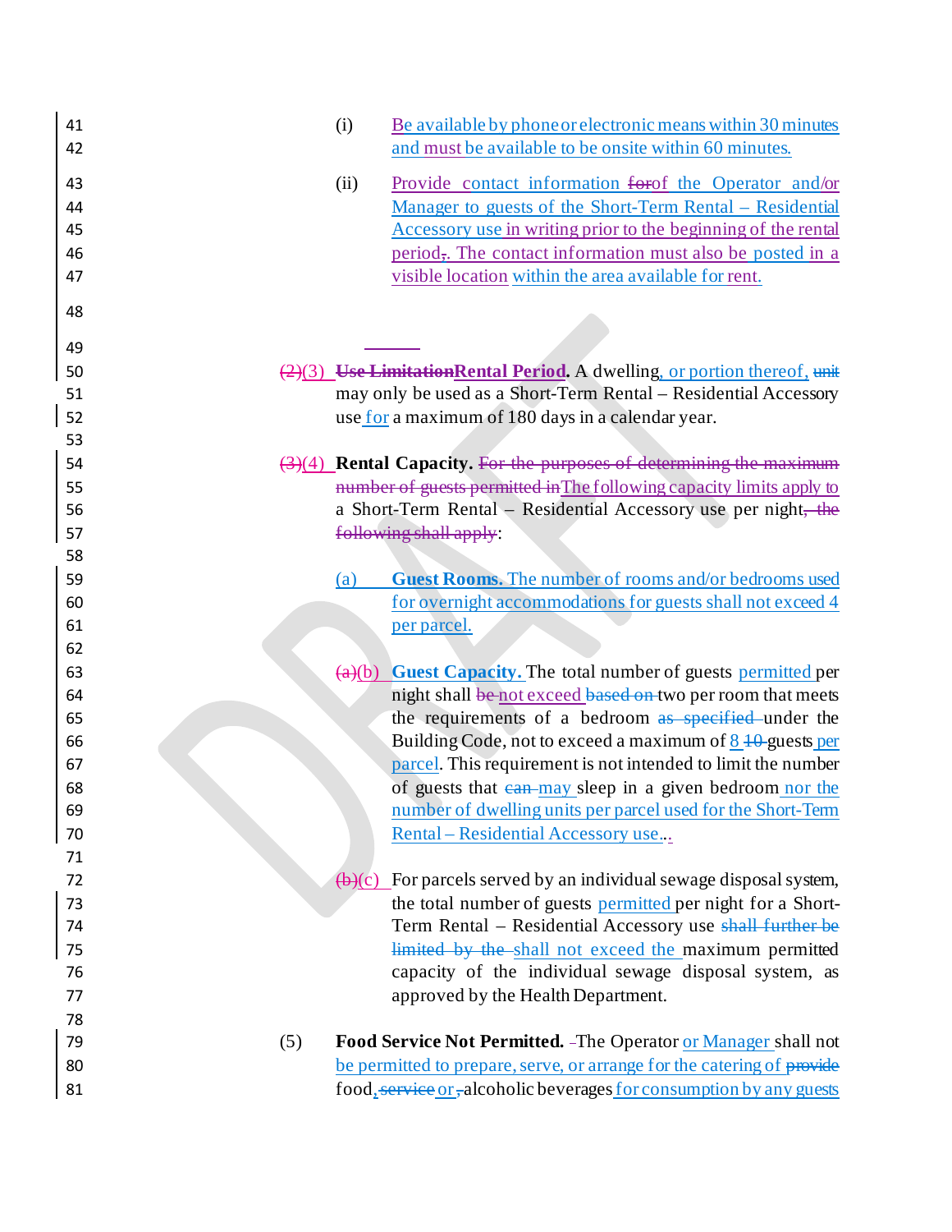(i) Be available by phone or electronic means within 30 minutes and must be available to be onsite within 60 minutes.

(ii) Provide contact information ~~for~~of the Operator and/or Manager to guests of the Short-Term Rental – Residential Accessory use in writing prior to the beginning of the rental period~~,~~. The contact information must also be posted in a visible location within the area available for rent.

~~(2)~~(3) **~~Use Limitation~~Rental Period.** A dwelling, or portion thereof, ~~unit~~ may only be used as a Short-Term Rental – Residential Accessory use for a maximum of 180 days in a calendar year.

~~(3)~~(4) **Rental Capacity.** ~~For the purposes of determining the maximum number of guests permitted in~~The following capacity limits apply to a Short-Term Rental – Residential Accessory use per night~~, the following shall apply~~:

(a) **Guest Rooms.** The number of rooms and/or bedrooms used for overnight accommodations for guests shall not exceed 4 per parcel.

~~(a)~~(b) **Guest Capacity.** The total number of guests permitted per night shall ~~be~~ not exceed ~~based on~~ two per room that meets the requirements of a bedroom ~~as specified~~ under the Building Code, not to exceed a maximum of 8 ~~10~~ guests per parcel. This requirement is not intended to limit the number of guests that ~~can~~ may sleep in a given bedroom nor the number of dwelling units per parcel used for the Short-Term Rental – Residential Accessory use..

~~(b)~~(c) For parcels served by an individual sewage disposal system, the total number of guests permitted per night for a Short-Term Rental – Residential Accessory use ~~shall further be limited by the~~ shall not exceed the maximum permitted capacity of the individual sewage disposal system, as approved by the Health Department.

(5) **Food Service Not Permitted.** The Operator or Manager shall not be permitted to prepare, serve, or arrange for the catering of ~~provide~~ food, ~~service~~ or alcoholic beverages for consumption by any guests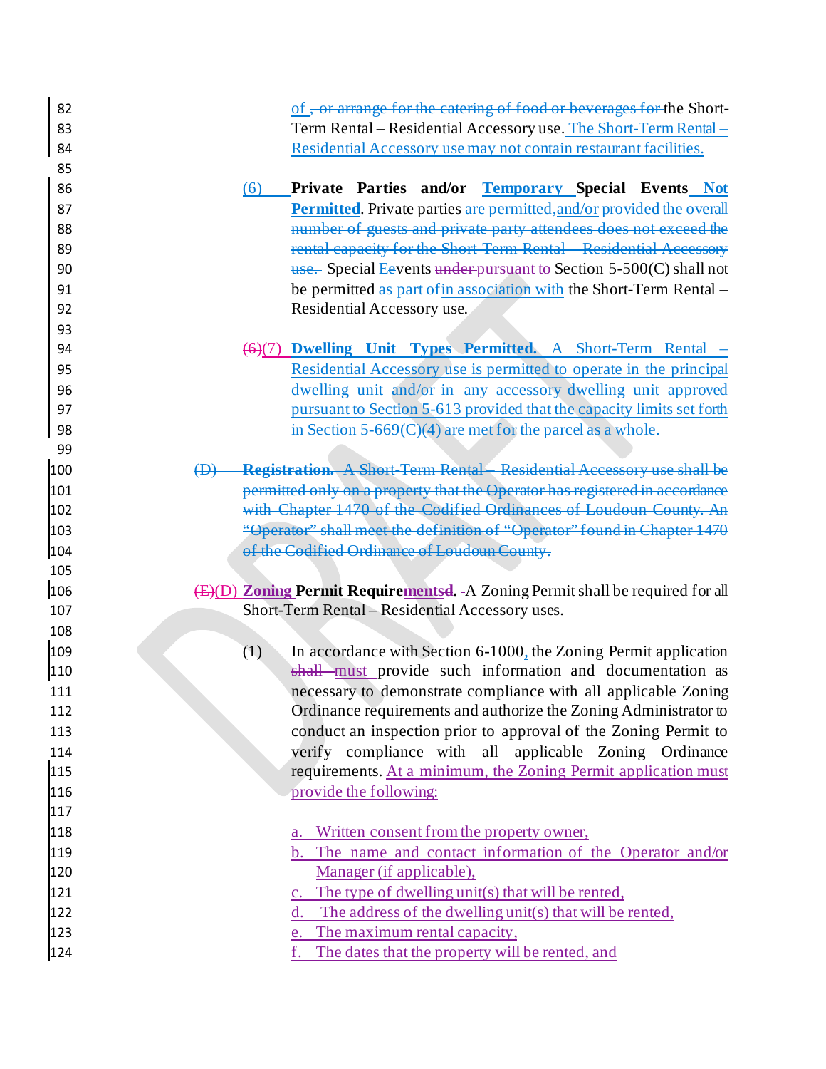of , or arrange for the catering of food or beverages for the Short-Term Rental – Residential Accessory use. The Short-Term Rental – Residential Accessory use may not contain restaurant facilities.

(6) **Private Parties and/or Temporary Special Events Not Permitted**. Private parties are permitted, and/or provided the overall number of guests and private party attendees does not exceed the rental capacity for the Short-Term Rental – Residential Accessory use. Special Eevents under pursuant to Section 5-500(C) shall not be permitted as part of in association with the Short-Term Rental – Residential Accessory use.

(6)(7) **Dwelling Unit Types Permitted.** A Short-Term Rental – Residential Accessory use is permitted to operate in the principal dwelling unit and/or in any accessory dwelling unit approved pursuant to Section 5-613 provided that the capacity limits set forth in Section 5-669(C)(4) are met for the parcel as a whole.

(D) **Registration.** A Short-Term Rental – Residential Accessory use shall be permitted only on a property that the Operator has registered in accordance with Chapter 1470 of the Codified Ordinances of Loudoun County. An "Operator" shall meet the definition of "Operator" found in Chapter 1470 of the Codified Ordinance of Loudoun County.

(E)(D) **Zoning Permit Requirementsd.** A Zoning Permit shall be required for all Short-Term Rental – Residential Accessory uses.

(1) In accordance with Section 6-1000, the Zoning Permit application shall must provide such information and documentation as necessary to demonstrate compliance with all applicable Zoning Ordinance requirements and authorize the Zoning Administrator to conduct an inspection prior to approval of the Zoning Permit to verify compliance with all applicable Zoning Ordinance requirements. At a minimum, the Zoning Permit application must provide the following:

a. Written consent from the property owner,
b. The name and contact information of the Operator and/or Manager (if applicable),
c. The type of dwelling unit(s) that will be rented,
d. The address of the dwelling unit(s) that will be rented,
e. The maximum rental capacity,
f. The dates that the property will be rented, and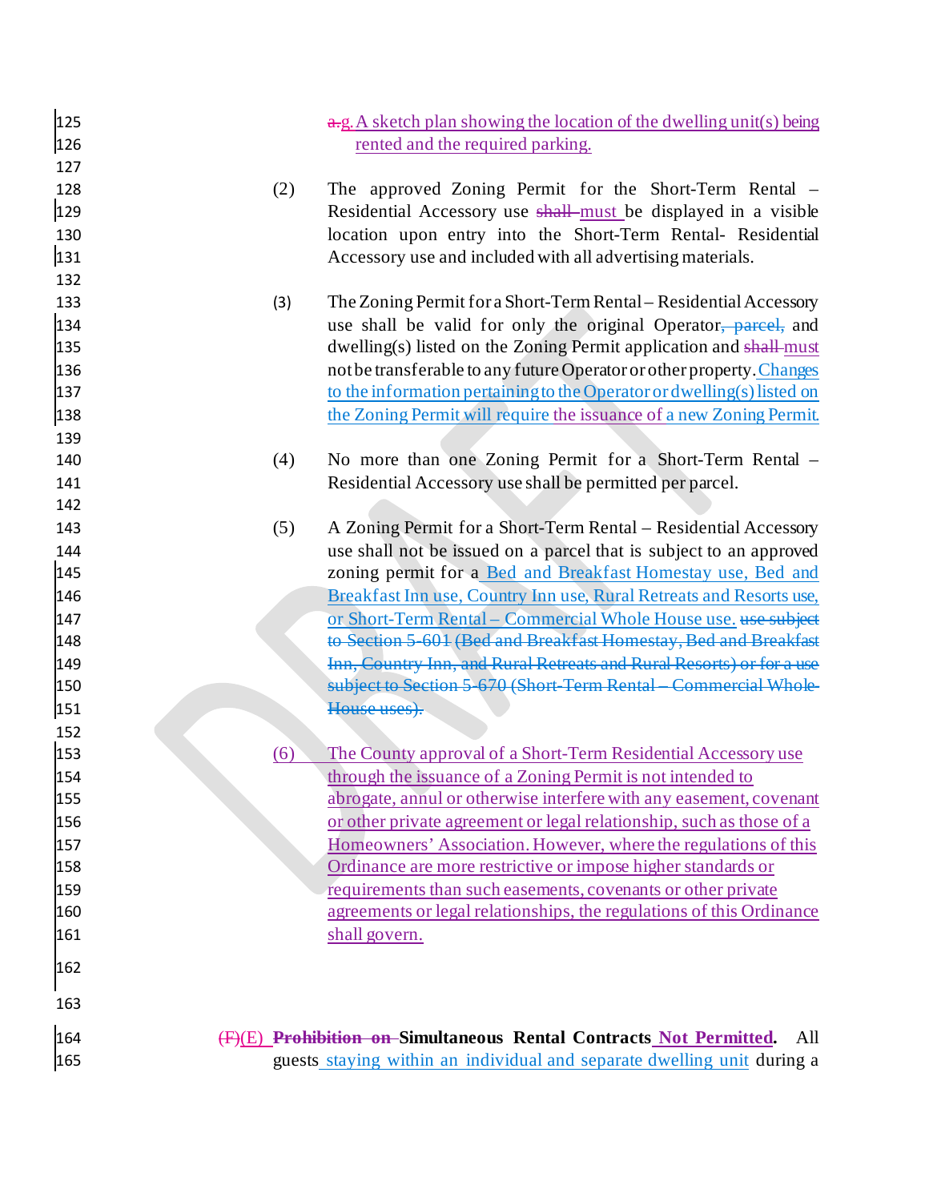~~a.~~g. A sketch plan showing the location of the dwelling unit(s) being rented and the required parking.

(2) The approved Zoning Permit for the Short-Term Rental – Residential Accessory use ~~shall~~ must be displayed in a visible location upon entry into the Short-Term Rental- Residential Accessory use and included with all advertising materials.

(3) The Zoning Permit for a Short-Term Rental – Residential Accessory use shall be valid for only the original Operator~~, parcel,~~ and dwelling(s) listed on the Zoning Permit application and ~~shall~~ must not be transferable to any future Operator or other property. Changes to the information pertaining to the Operator or dwelling(s) listed on the Zoning Permit will require the issuance of a new Zoning Permit.

(4) No more than one Zoning Permit for a Short-Term Rental – Residential Accessory use shall be permitted per parcel.

(5) A Zoning Permit for a Short-Term Rental – Residential Accessory use shall not be issued on a parcel that is subject to an approved zoning permit for a Bed and Breakfast Homestay use, Bed and Breakfast Inn use, Country Inn use, Rural Retreats and Resorts use, or Short-Term Rental – Commercial Whole House use. ~~use subject to Section 5-601 (Bed and Breakfast Homestay, Bed and Breakfast Inn, Country Inn, and Rural Retreats and Rural Resorts) or for a use subject to Section 5-670 (Short-Term Rental – Commercial Whole House uses).~~

(6) The County approval of a Short-Term Residential Accessory use through the issuance of a Zoning Permit is not intended to abrogate, annul or otherwise interfere with any easement, covenant or other private agreement or legal relationship, such as those of a Homeowners' Association. However, where the regulations of this Ordinance are more restrictive or impose higher standards or requirements than such easements, covenants or other private agreements or legal relationships, the regulations of this Ordinance shall govern.

~~(F)~~(E) **~~Prohibition on~~ Simultaneous Rental Contracts Not Permitted.** All guests staying within an individual and separate dwelling unit during a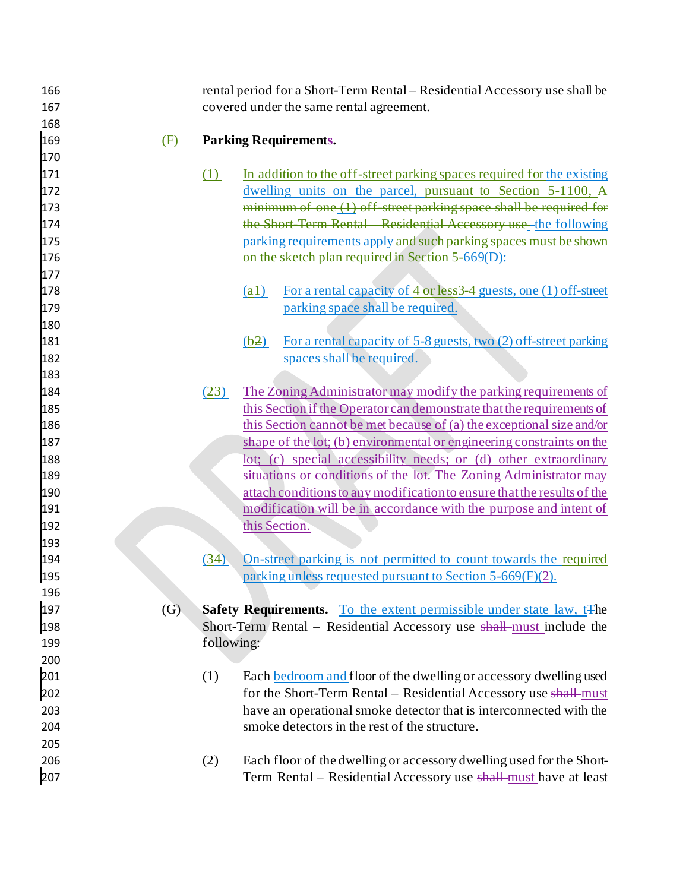rental period for a Short-Term Rental – Residential Accessory use shall be covered under the same rental agreement.

(F) **Parking Requirements.**

(1) In addition to the off-street parking spaces required for the existing dwelling units on the parcel, pursuant to Section 5-1100, ~~A minimum of one (1) off-street parking space shall be required for the Short-Term Rental – Residential Accessory use~~ the following parking requirements apply and such parking spaces must be shown on the sketch plan required in Section 5-669(D):

(a~~1~~) For a rental capacity of 4 or less~~3-4~~ guests, one (1) off-street parking space shall be required.

(b~~2~~) For a rental capacity of 5-8 guests, two (2) off-street parking spaces shall be required.

(2~~3~~) The Zoning Administrator may modify the parking requirements of this Section if the Operator can demonstrate that the requirements of this Section cannot be met because of (a) the exceptional size and/or shape of the lot; (b) environmental or engineering constraints on the lot; (c) special accessibility needs; or (d) other extraordinary situations or conditions of the lot. The Zoning Administrator may attach conditions to any modification to ensure that the results of the modification will be in accordance with the purpose and intent of this Section.

(3~~4~~) On-street parking is not permitted to count towards the required parking unless requested pursuant to Section 5-669(F)(2).

(G) **Safety Requirements.** To the extent permissible under state law, t~~T~~he Short-Term Rental – Residential Accessory use ~~shall~~ must include the following:

(1) Each bedroom and floor of the dwelling or accessory dwelling used for the Short-Term Rental – Residential Accessory use ~~shall~~ must have an operational smoke detector that is interconnected with the smoke detectors in the rest of the structure.

(2) Each floor of the dwelling or accessory dwelling used for the Short-Term Rental – Residential Accessory use ~~shall~~ must have at least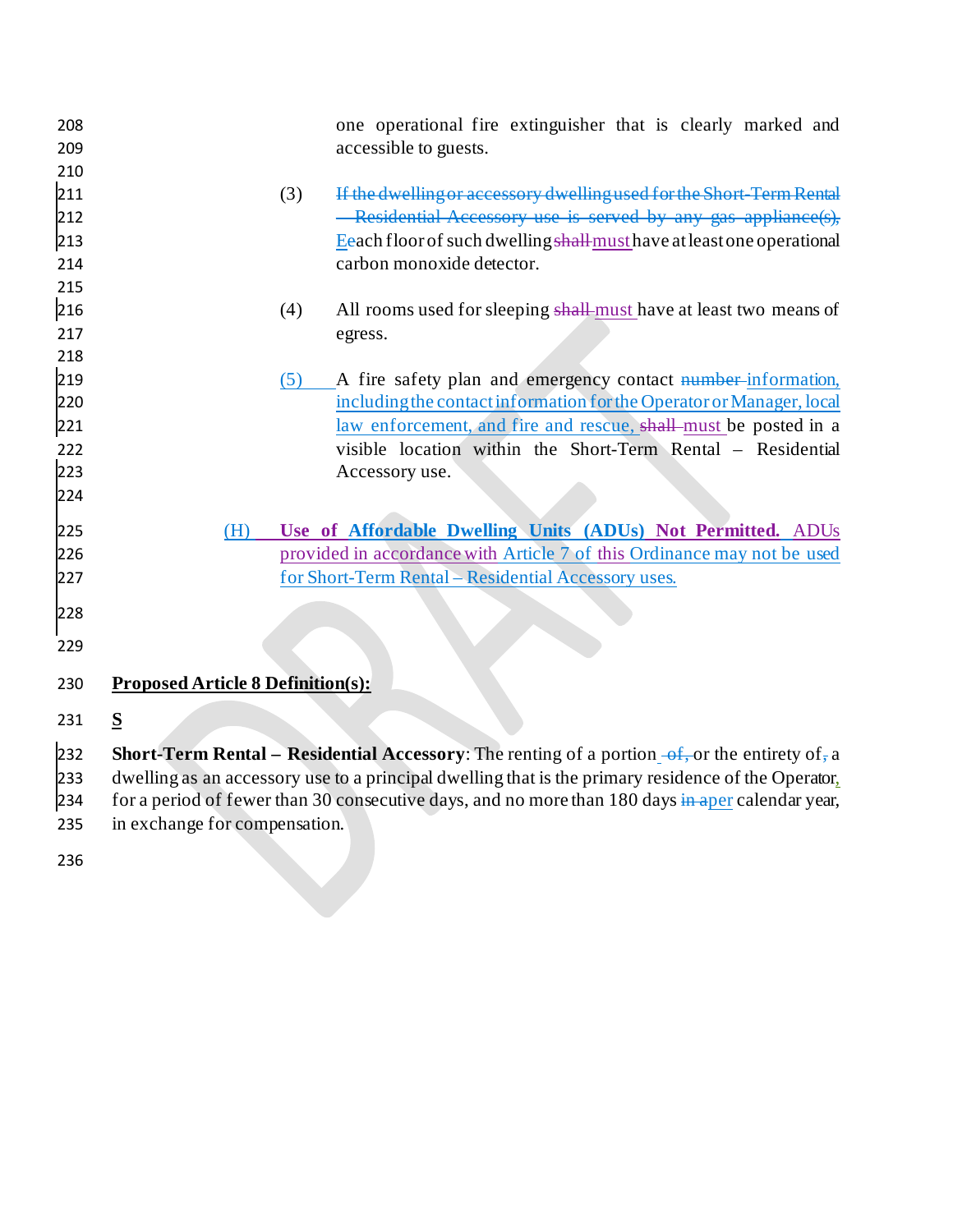one operational fire extinguisher that is clearly marked and accessible to guests.

(3) ~~If the dwelling or accessory dwelling used for the Short-Term Rental – Residential Accessory use is served by any gas appliance(s),~~ Eeach floor of such dwelling ~~shall~~ must have at least one operational carbon monoxide detector.

(4) All rooms used for sleeping ~~shall~~ must have at least two means of egress.

(5) A fire safety plan and emergency contact ~~number~~ information, including the contact information for the Operator or Manager, local law enforcement, and fire and rescue, ~~shall~~ must be posted in a visible location within the Short-Term Rental – Residential Accessory use.

(H) **Use of Affordable Dwelling Units (ADUs) Not Permitted.** ADUs provided in accordance with Article 7 of this Ordinance may not be used for Short-Term Rental – Residential Accessory uses.

**Proposed Article 8 Definition(s):**

**S**

**Short-Term Rental – Residential Accessory**: The renting of a portion ~~of,~~ or the entirety of~~,~~ a dwelling as an accessory use to a principal dwelling that is the primary residence of the Operator, for a period of fewer than 30 consecutive days, and no more than 180 days ~~in a~~ per calendar year, in exchange for compensation.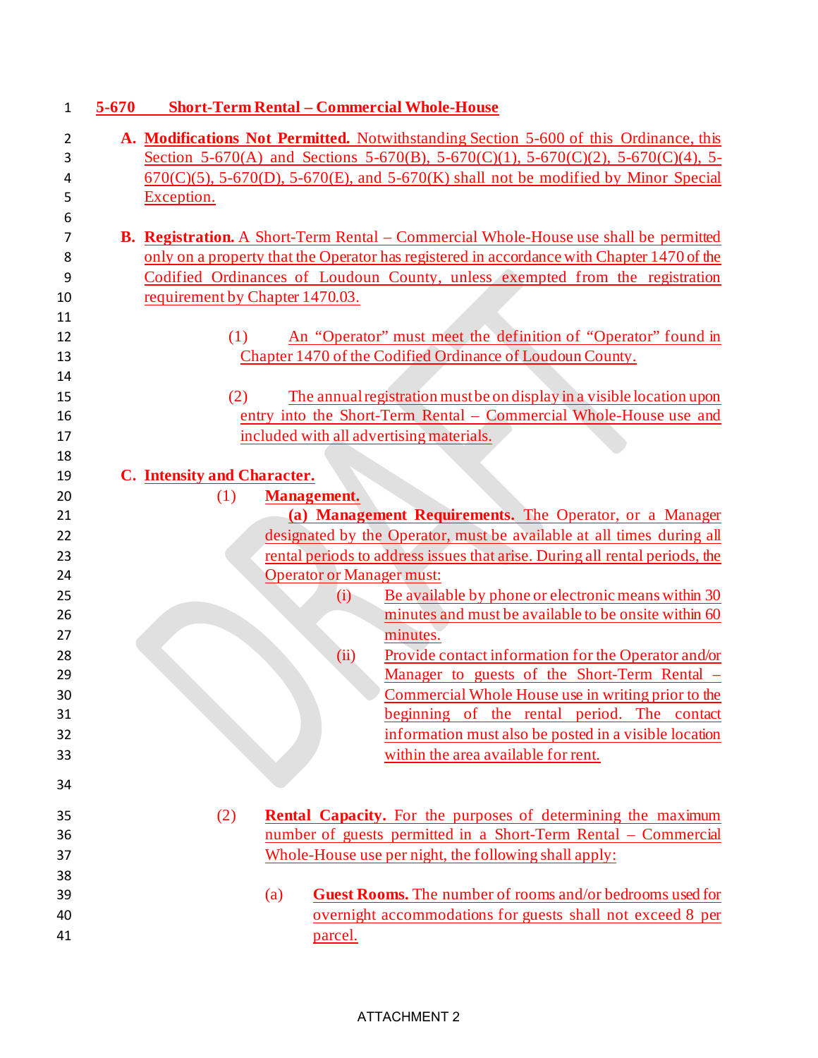## 5-670 Short-Term Rental – Commercial Whole-House

**A. Modifications Not Permitted.** Notwithstanding Section 5-600 of this Ordinance, this Section 5-670(A) and Sections 5-670(B), 5-670(C)(1), 5-670(C)(2), 5-670(C)(4), 5-670(C)(5), 5-670(D), 5-670(E), and 5-670(K) shall not be modified by Minor Special Exception.

**B. Registration.** A Short-Term Rental – Commercial Whole-House use shall be permitted only on a property that the Operator has registered in accordance with Chapter 1470 of the Codified Ordinances of Loudoun County, unless exempted from the registration requirement by Chapter 1470.03.

(1) An "Operator" must meet the definition of "Operator" found in Chapter 1470 of the Codified Ordinance of Loudoun County.

(2) The annual registration must be on display in a visible location upon entry into the Short-Term Rental – Commercial Whole-House use and included with all advertising materials.

**C. Intensity and Character.**

(1) **Management.**

**(a) Management Requirements.** The Operator, or a Manager designated by the Operator, must be available at all times during all rental periods to address issues that arise. During all rental periods, the Operator or Manager must:

(i) Be available by phone or electronic means within 30 minutes and must be available to be onsite within 60 minutes.

(ii) Provide contact information for the Operator and/or Manager to guests of the Short-Term Rental – Commercial Whole House use in writing prior to the beginning of the rental period. The contact information must also be posted in a visible location within the area available for rent.

(2) **Rental Capacity.** For the purposes of determining the maximum number of guests permitted in a Short-Term Rental – Commercial Whole-House use per night, the following shall apply:

(a) **Guest Rooms.** The number of rooms and/or bedrooms used for overnight accommodations for guests shall not exceed 8 per parcel.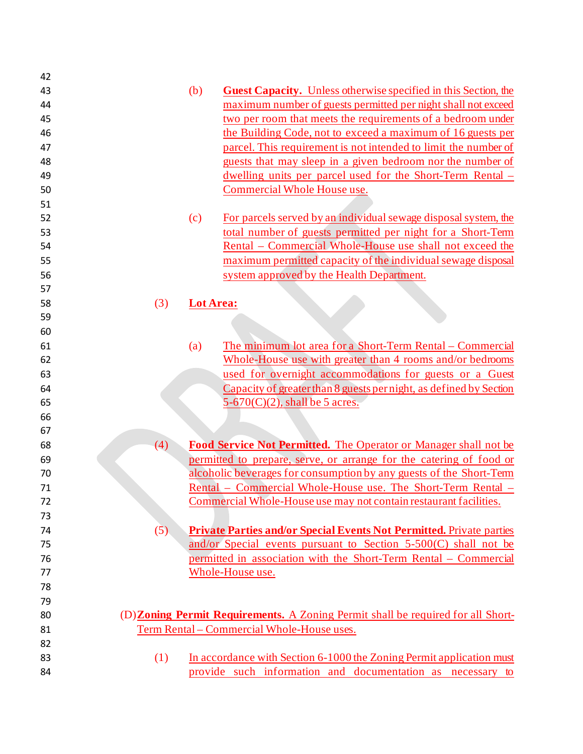(b) **Guest Capacity.** Unless otherwise specified in this Section, the maximum number of guests permitted per night shall not exceed two per room that meets the requirements of a bedroom under the Building Code, not to exceed a maximum of 16 guests per parcel. This requirement is not intended to limit the number of guests that may sleep in a given bedroom nor the number of dwelling units per parcel used for the Short-Term Rental – Commercial Whole House use.

(c) For parcels served by an individual sewage disposal system, the total number of guests permitted per night for a Short-Term Rental – Commercial Whole-House use shall not exceed the maximum permitted capacity of the individual sewage disposal system approved by the Health Department.

(3) **Lot Area:**

(a) The minimum lot area for a Short-Term Rental – Commercial Whole-House use with greater than 4 rooms and/or bedrooms used for overnight accommodations for guests or a Guest Capacity of greater than 8 guests per night, as defined by Section 5-670(C)(2), shall be 5 acres.

(4) **Food Service Not Permitted.** The Operator or Manager shall not be permitted to prepare, serve, or arrange for the catering of food or alcoholic beverages for consumption by any guests of the Short-Term Rental – Commercial Whole-House use. The Short-Term Rental – Commercial Whole-House use may not contain restaurant facilities.

(5) **Private Parties and/or Special Events Not Permitted.** Private parties and/or Special events pursuant to Section 5-500(C) shall not be permitted in association with the Short-Term Rental – Commercial Whole-House use.

(D) **Zoning Permit Requirements.** A Zoning Permit shall be required for all Short-Term Rental – Commercial Whole-House uses.

(1) In accordance with Section 6-1000 the Zoning Permit application must provide such information and documentation as necessary to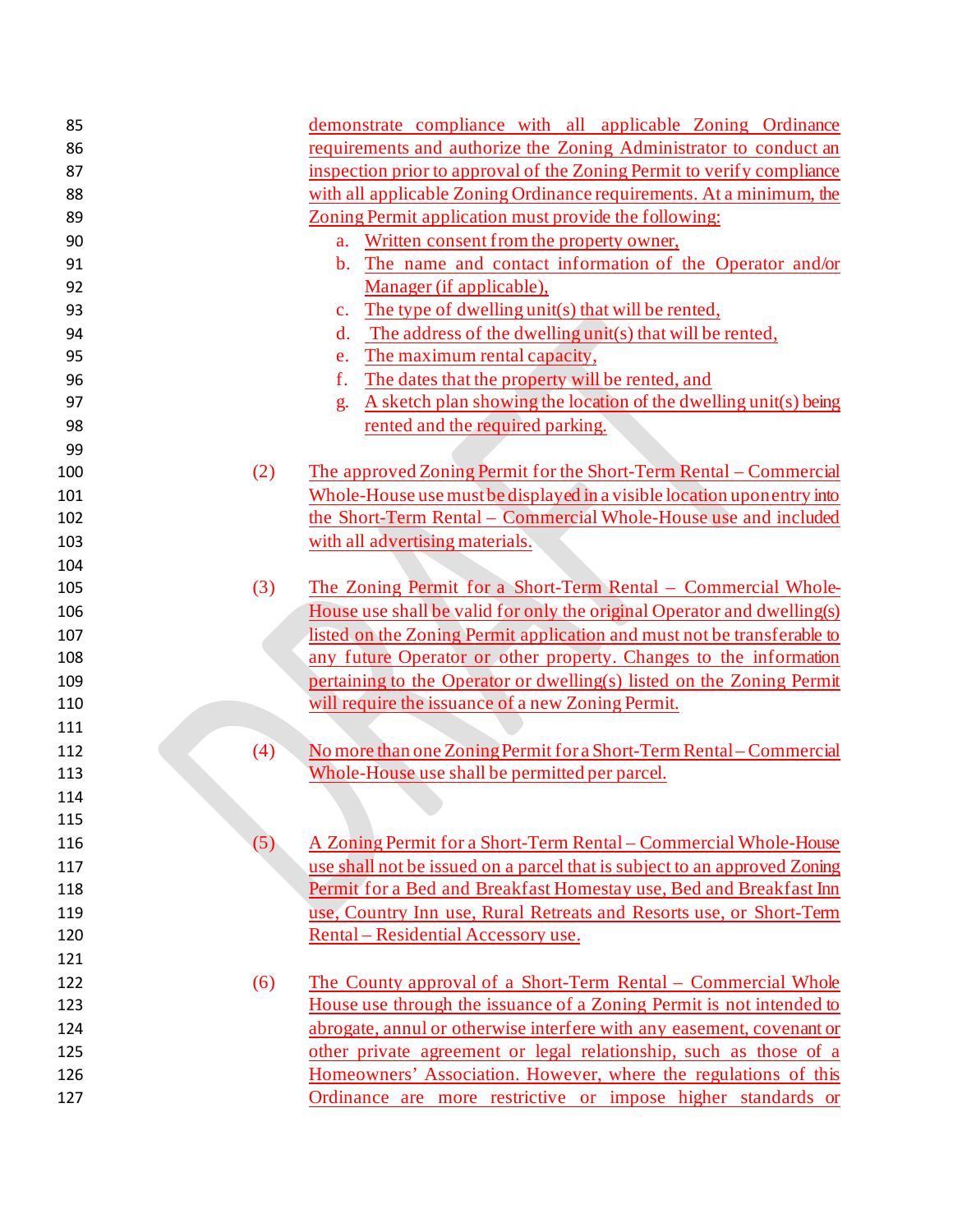demonstrate compliance with all applicable Zoning Ordinance requirements and authorize the Zoning Administrator to conduct an inspection prior to approval of the Zoning Permit to verify compliance with all applicable Zoning Ordinance requirements. At a minimum, the Zoning Permit application must provide the following:

a. Written consent from the property owner,
b. The name and contact information of the Operator and/or Manager (if applicable),
c. The type of dwelling unit(s) that will be rented,
d. The address of the dwelling unit(s) that will be rented,
e. The maximum rental capacity,
f. The dates that the property will be rented, and
g. A sketch plan showing the location of the dwelling unit(s) being rented and the required parking.

(2) The approved Zoning Permit for the Short-Term Rental – Commercial Whole-House use must be displayed in a visible location upon entry into the Short-Term Rental – Commercial Whole-House use and included with all advertising materials.

(3) The Zoning Permit for a Short-Term Rental – Commercial Whole-House use shall be valid for only the original Operator and dwelling(s) listed on the Zoning Permit application and must not be transferable to any future Operator or other property. Changes to the information pertaining to the Operator or dwelling(s) listed on the Zoning Permit will require the issuance of a new Zoning Permit.

(4) No more than one Zoning Permit for a Short-Term Rental – Commercial Whole-House use shall be permitted per parcel.

(5) A Zoning Permit for a Short-Term Rental – Commercial Whole-House use shall not be issued on a parcel that is subject to an approved Zoning Permit for a Bed and Breakfast Homestay use, Bed and Breakfast Inn use, Country Inn use, Rural Retreats and Resorts use, or Short-Term Rental – Residential Accessory use.

(6) The County approval of a Short-Term Rental – Commercial Whole House use through the issuance of a Zoning Permit is not intended to abrogate, annul or otherwise interfere with any easement, covenant or other private agreement or legal relationship, such as those of a Homeowners' Association. However, where the regulations of this Ordinance are more restrictive or impose higher standards or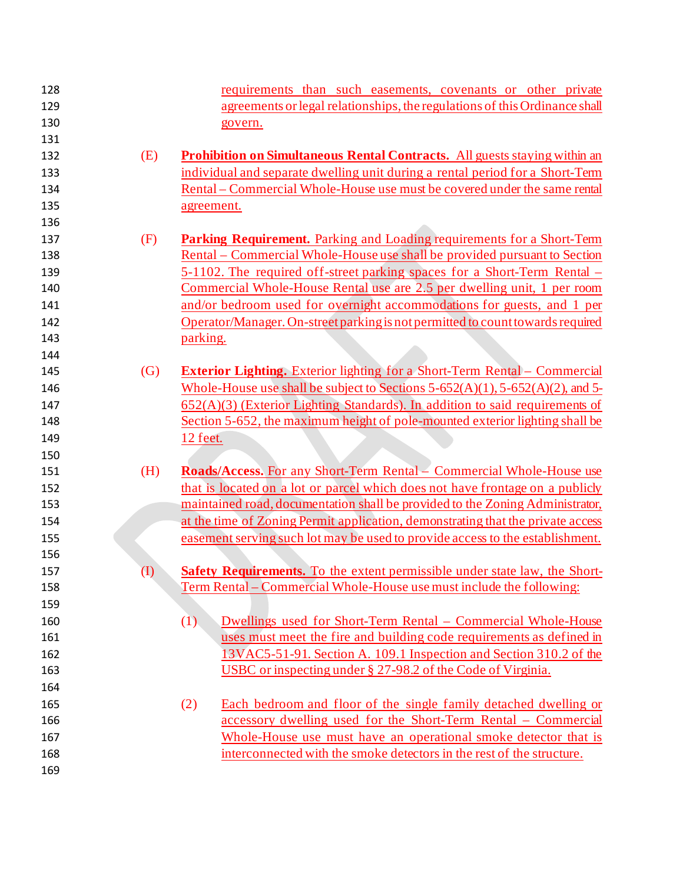requirements than such easements, covenants or other private agreements or legal relationships, the regulations of this Ordinance shall govern.

(E) **Prohibition on Simultaneous Rental Contracts.** All guests staying within an individual and separate dwelling unit during a rental period for a Short-Term Rental – Commercial Whole-House use must be covered under the same rental agreement.

(F) **Parking Requirement.** Parking and Loading requirements for a Short-Term Rental – Commercial Whole-House use shall be provided pursuant to Section 5-1102. The required off-street parking spaces for a Short-Term Rental – Commercial Whole-House Rental use are 2.5 per dwelling unit, 1 per room and/or bedroom used for overnight accommodations for guests, and 1 per Operator/Manager. On-street parking is not permitted to count towards required parking.

(G) **Exterior Lighting.** Exterior lighting for a Short-Term Rental – Commercial Whole-House use shall be subject to Sections 5-652(A)(1), 5-652(A)(2), and 5-652(A)(3) (Exterior Lighting Standards). In addition to said requirements of Section 5-652, the maximum height of pole-mounted exterior lighting shall be 12 feet.

(H) **Roads/Access.** For any Short-Term Rental – Commercial Whole-House use that is located on a lot or parcel which does not have frontage on a publicly maintained road, documentation shall be provided to the Zoning Administrator, at the time of Zoning Permit application, demonstrating that the private access easement serving such lot may be used to provide access to the establishment.

(I) **Safety Requirements.** To the extent permissible under state law, the Short-Term Rental – Commercial Whole-House use must include the following:

(1) Dwellings used for Short-Term Rental – Commercial Whole-House uses must meet the fire and building code requirements as defined in 13VAC5-51-91. Section A. 109.1 Inspection and Section 310.2 of the USBC or inspecting under § 27-98.2 of the Code of Virginia.

(2) Each bedroom and floor of the single family detached dwelling or accessory dwelling used for the Short-Term Rental – Commercial Whole-House use must have an operational smoke detector that is interconnected with the smoke detectors in the rest of the structure.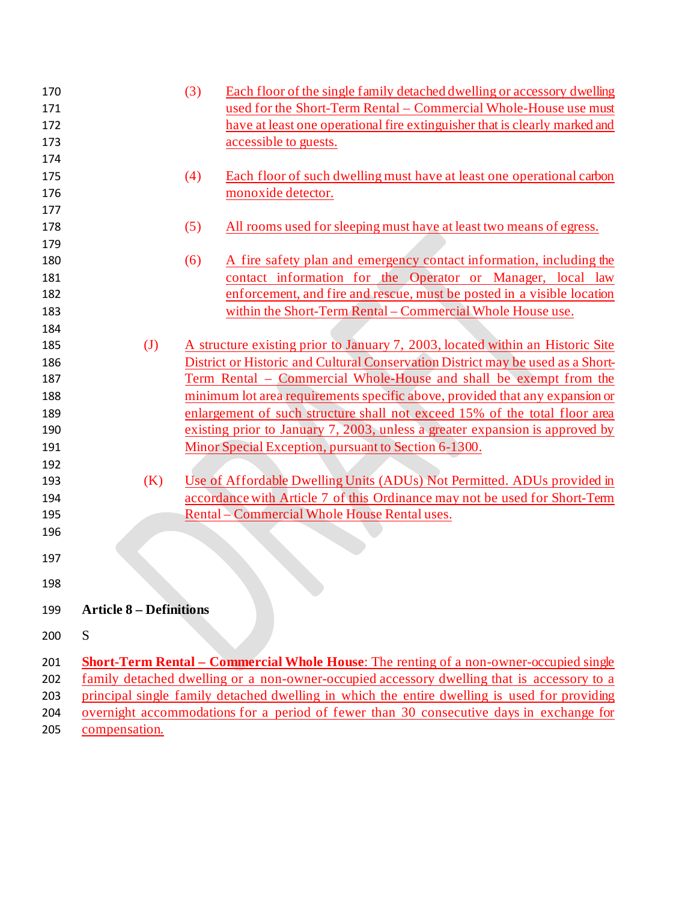(3) Each floor of the single family detached dwelling or accessory dwelling used for the Short-Term Rental – Commercial Whole-House use must have at least one operational fire extinguisher that is clearly marked and accessible to guests.

(4) Each floor of such dwelling must have at least one operational carbon monoxide detector.

(5) All rooms used for sleeping must have at least two means of egress.

(6) A fire safety plan and emergency contact information, including the contact information for the Operator or Manager, local law enforcement, and fire and rescue, must be posted in a visible location within the Short-Term Rental – Commercial Whole House use.

(J) A structure existing prior to January 7, 2003, located within an Historic Site District or Historic and Cultural Conservation District may be used as a Short-Term Rental – Commercial Whole-House and shall be exempt from the minimum lot area requirements specific above, provided that any expansion or enlargement of such structure shall not exceed 15% of the total floor area existing prior to January 7, 2003, unless a greater expansion is approved by Minor Special Exception, pursuant to Section 6-1300.

(K) Use of Affordable Dwelling Units (ADUs) Not Permitted. ADUs provided in accordance with Article 7 of this Ordinance may not be used for Short-Term Rental – Commercial Whole House Rental uses.

**Article 8 – Definitions**

S

**Short-Term Rental – Commercial Whole House**: The renting of a non-owner-occupied single family detached dwelling or a non-owner-occupied accessory dwelling that is accessory to a principal single family detached dwelling in which the entire dwelling is used for providing overnight accommodations for a period of fewer than 30 consecutive days in exchange for compensation.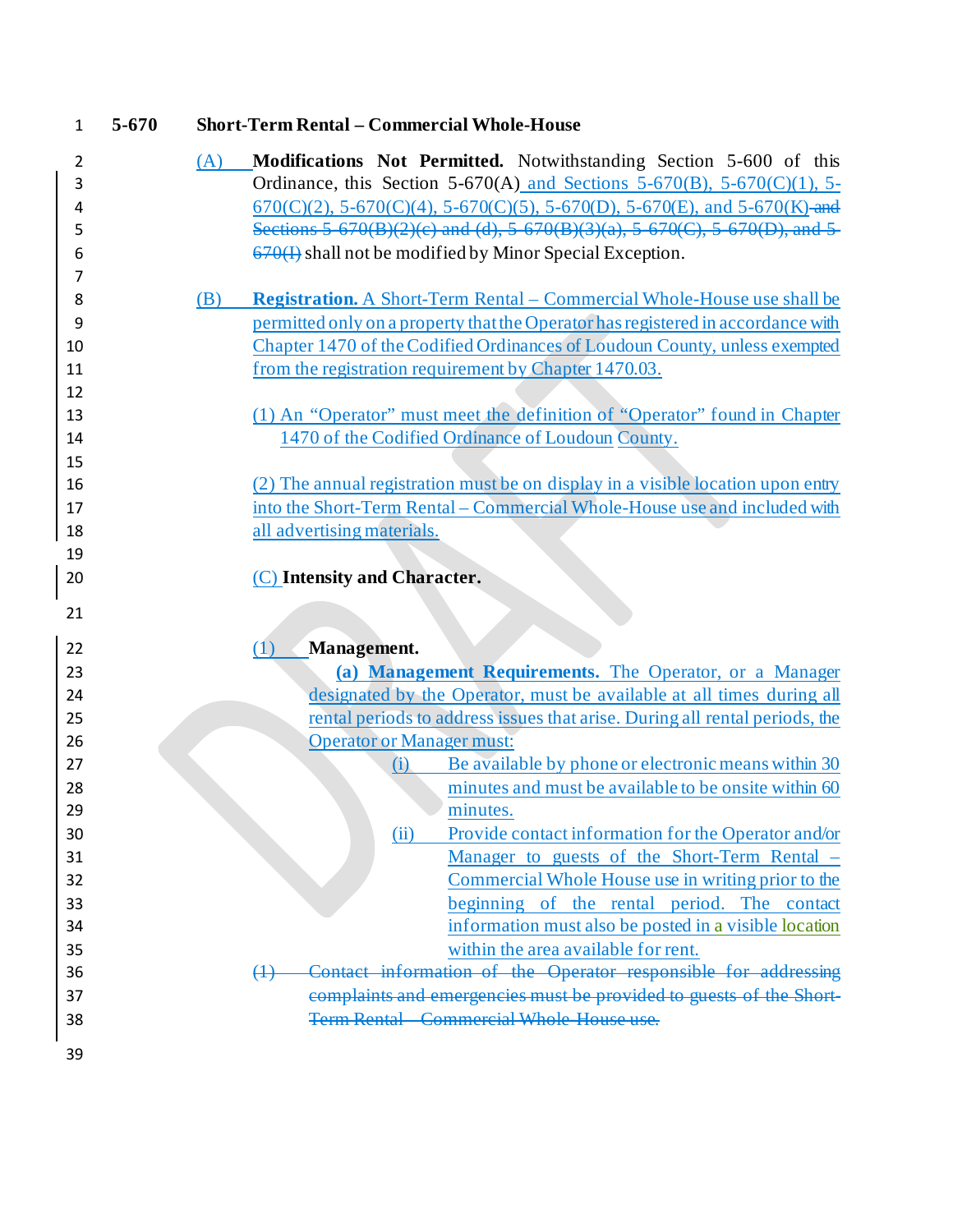## 5-670 Short-Term Rental – Commercial Whole-House

(A) **Modifications Not Permitted.** Notwithstanding Section 5-600 of this Ordinance, this Section 5-670(A) and Sections 5-670(B), 5-670(C)(1), 5-670(C)(2), 5-670(C)(4), 5-670(C)(5), 5-670(D), 5-670(E), and 5-670(K) ~~and Sections 5-670(B)(2)(c) and (d), 5-670(B)(3)(a), 5-670(C), 5-670(D), and 5-670(I)~~ shall not be modified by Minor Special Exception.

(B) **Registration.** A Short-Term Rental – Commercial Whole-House use shall be permitted only on a property that the Operator has registered in accordance with Chapter 1470 of the Codified Ordinances of Loudoun County, unless exempted from the registration requirement by Chapter 1470.03.

(1) An "Operator" must meet the definition of "Operator" found in Chapter 1470 of the Codified Ordinance of Loudoun County.

(2) The annual registration must be on display in a visible location upon entry into the Short-Term Rental – Commercial Whole-House use and included with all advertising materials.

(C) **Intensity and Character.**

(1) **Management.**

**(a) Management Requirements.** The Operator, or a Manager designated by the Operator, must be available at all times during all rental periods to address issues that arise. During all rental periods, the Operator or Manager must:

(i) Be available by phone or electronic means within 30 minutes and must be available to be onsite within 60 minutes.

(ii) Provide contact information for the Operator and/or Manager to guests of the Short-Term Rental – Commercial Whole House use in writing prior to the beginning of the rental period. The contact information must also be posted in a visible location within the area available for rent.

~~(1) Contact information of the Operator responsible for addressing complaints and emergencies must be provided to guests of the Short-Term Rental – Commercial Whole-House use.~~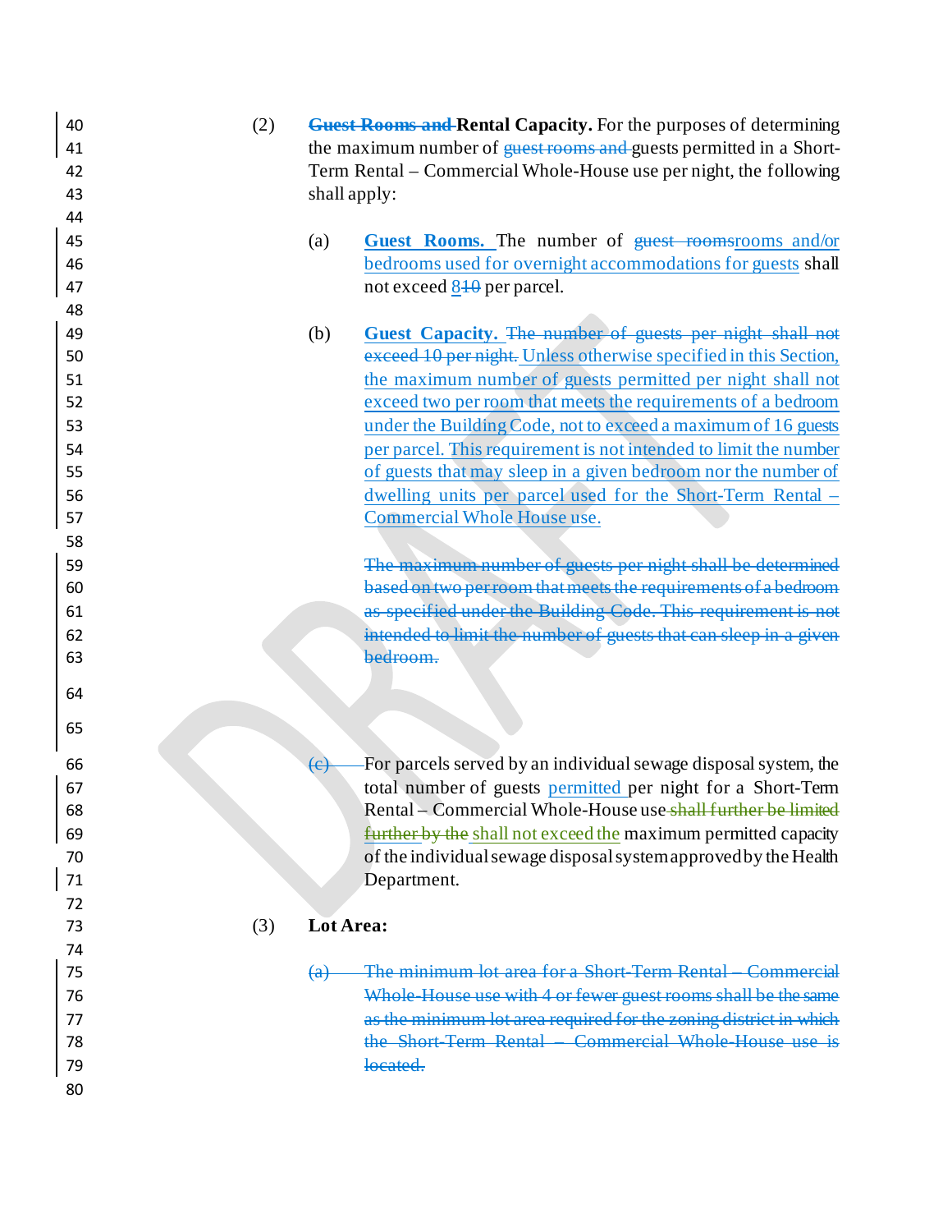(2) ~~Guest Rooms and~~ **Rental Capacity.** For the purposes of determining the maximum number of ~~guest rooms and~~ guests permitted in a Short-Term Rental – Commercial Whole-House use per night, the following shall apply:

(a) **Guest Rooms.** The number of ~~guest rooms~~rooms and/or bedrooms used for overnight accommodations for guests shall not exceed 8~~10~~ per parcel.

(b) **Guest Capacity.** ~~The number of guests per night shall not exceed 10 per night.~~ Unless otherwise specified in this Section, the maximum number of guests permitted per night shall not exceed two per room that meets the requirements of a bedroom under the Building Code, not to exceed a maximum of 16 guests per parcel. This requirement is not intended to limit the number of guests that may sleep in a given bedroom nor the number of dwelling units per parcel used for the Short-Term Rental – Commercial Whole House use.

~~The maximum number of guests per night shall be determined based on two per room that meets the requirements of a bedroom as specified under the Building Code. This requirement is not intended to limit the number of guests that can sleep in a given bedroom.~~

~~(c)~~ For parcels served by an individual sewage disposal system, the total number of guests permitted per night for a Short-Term Rental – Commercial Whole-House use ~~shall further be limited further by the~~ shall not exceed the maximum permitted capacity of the individual sewage disposal system approved by the Health Department.

(3) **Lot Area:**

~~(a) The minimum lot area for a Short-Term Rental – Commercial Whole-House use with 4 or fewer guest rooms shall be the same as the minimum lot area required for the zoning district in which the Short-Term Rental – Commercial Whole-House use is located.~~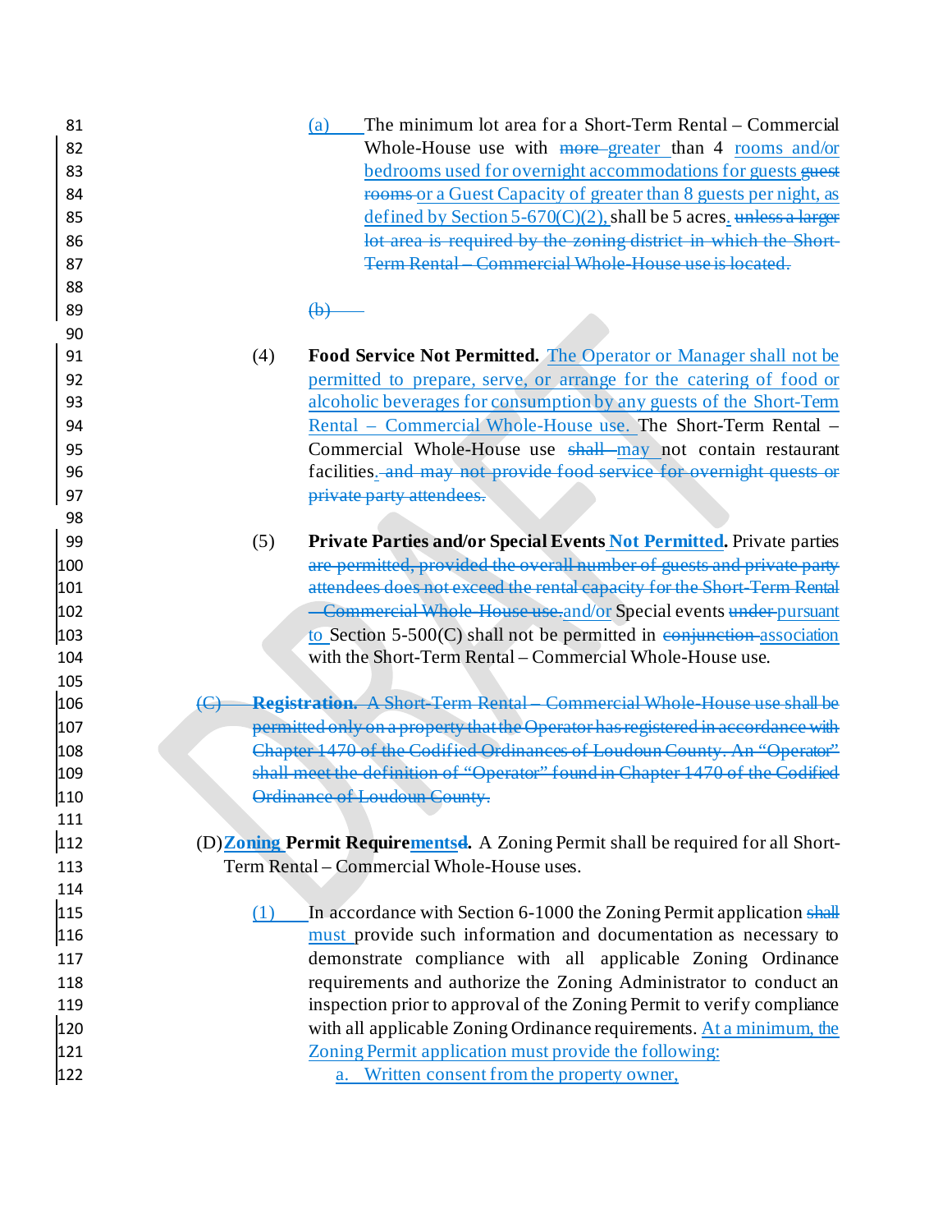(a) The minimum lot area for a Short-Term Rental – Commercial Whole-House use with ~~more~~ greater than 4 rooms and/or bedrooms used for overnight accommodations for guests ~~guest rooms~~ or a Guest Capacity of greater than 8 guests per night, as defined by Section 5-670(C)(2), shall be 5 acres. ~~unless a larger lot area is required by the zoning district in which the Short-Term Rental – Commercial Whole-House use is located.~~

~~(b)~~

(4) **Food Service Not Permitted.** The Operator or Manager shall not be permitted to prepare, serve, or arrange for the catering of food or alcoholic beverages for consumption by any guests of the Short-Term Rental – Commercial Whole-House use. The Short-Term Rental – Commercial Whole-House use ~~shall~~ may not contain restaurant facilities. ~~and may not provide food service for overnight quests or private party attendees.~~

(5) **Private Parties and/or Special Events Not Permitted.** Private parties ~~are permitted, provided the overall number of guests and private party attendees does not exceed the rental capacity for the Short-Term Rental – Commercial Whole-House use.~~ and/or Special events ~~under~~ pursuant to Section 5-500(C) shall not be permitted in ~~conjunction~~ association with the Short-Term Rental – Commercial Whole-House use.

~~(C) **Registration.** A Short-Term Rental – Commercial Whole-House use shall be permitted only on a property that the Operator has registered in accordance with Chapter 1470 of the Codified Ordinances of Loudoun County. An "Operator" shall meet the definition of "Operator" found in Chapter 1470 of the Codified Ordinance of Loudoun County.~~

(D) **Zoning Permit Requirements~~d~~.** A Zoning Permit shall be required for all Short-Term Rental – Commercial Whole-House uses.

(1) In accordance with Section 6-1000 the Zoning Permit application ~~shall~~ must provide such information and documentation as necessary to demonstrate compliance with all applicable Zoning Ordinance requirements and authorize the Zoning Administrator to conduct an inspection prior to approval of the Zoning Permit to verify compliance with all applicable Zoning Ordinance requirements. At a minimum, the Zoning Permit application must provide the following:

a. Written consent from the property owner,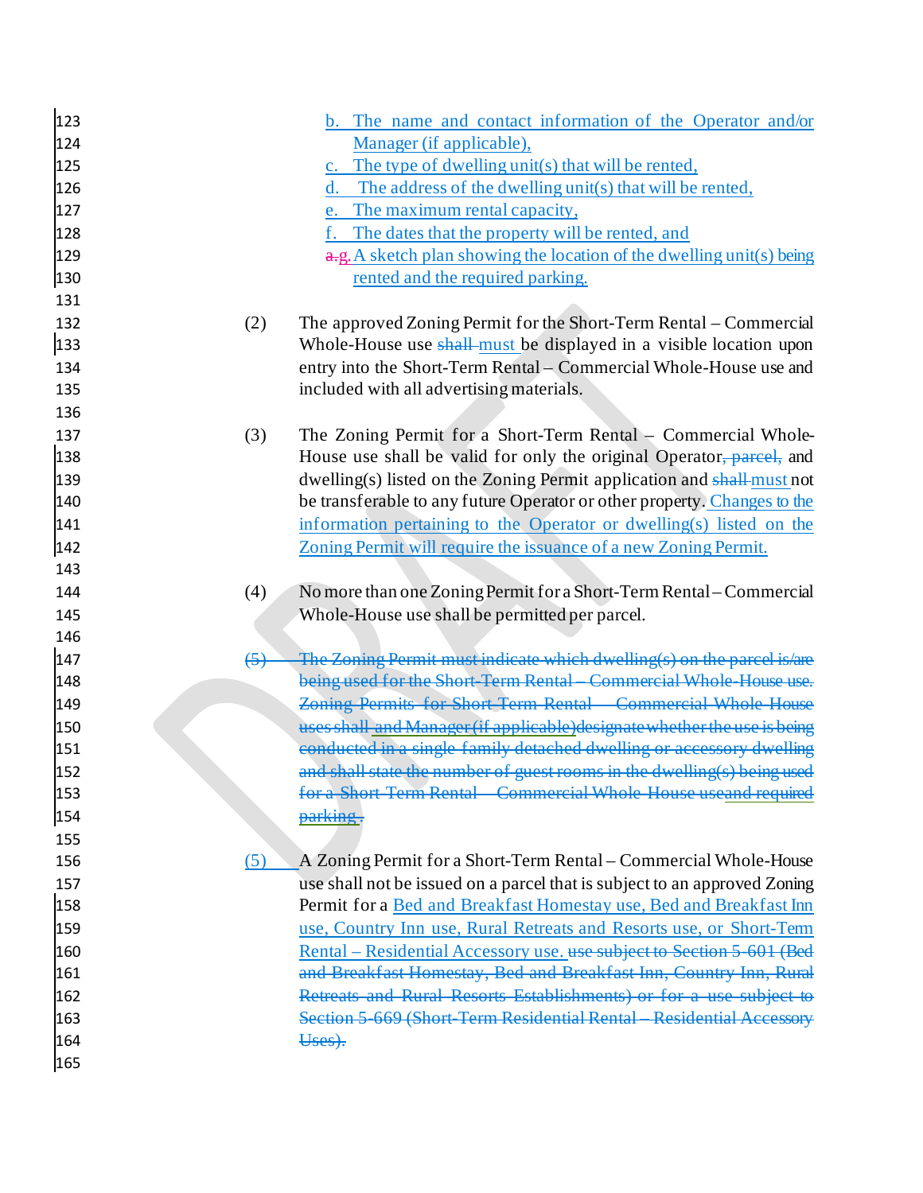b. The name and contact information of the Operator and/or Manager (if applicable),

c. The type of dwelling unit(s) that will be rented,

d. The address of the dwelling unit(s) that will be rented,

e. The maximum rental capacity,

f. The dates that the property will be rented, and

~~a.~~ g. A sketch plan showing the location of the dwelling unit(s) being rented and the required parking.

(2) The approved Zoning Permit for the Short-Term Rental – Commercial Whole-House use ~~shall~~ must be displayed in a visible location upon entry into the Short-Term Rental – Commercial Whole-House use and included with all advertising materials.

(3) The Zoning Permit for a Short-Term Rental – Commercial Whole-House use shall be valid for only the original Operator~~, parcel,~~ and dwelling(s) listed on the Zoning Permit application and ~~shall~~ must not be transferable to any future Operator or other property. Changes to the information pertaining to the Operator or dwelling(s) listed on the Zoning Permit will require the issuance of a new Zoning Permit.

(4) No more than one Zoning Permit for a Short-Term Rental – Commercial Whole-House use shall be permitted per parcel.

~~(5) The Zoning Permit must indicate which dwelling(s) on the parcel is/are being used for the Short-Term Rental – Commercial Whole-House use. Zoning Permits for Short-Term Rental – Commercial Whole-House uses shall and Manager (if applicable) designate whether the use is being conducted in a single-family detached dwelling or accessory dwelling and shall state the number of guest rooms in the dwelling(s) being used for a Short-Term Rental – Commercial Whole-House use and required parking.~~

(5) A Zoning Permit for a Short-Term Rental – Commercial Whole-House use shall not be issued on a parcel that is subject to an approved Zoning Permit for a Bed and Breakfast Homestay use, Bed and Breakfast Inn use, Country Inn use, Rural Retreats and Resorts use, or Short-Term Rental – Residential Accessory use. ~~use subject to Section 5-601 (Bed and Breakfast Homestay, Bed and Breakfast Inn, Country Inn, Rural Retreats and Rural Resorts Establishments) or for a use subject to Section 5-669 (Short-Term Residential Rental – Residential Accessory Uses).~~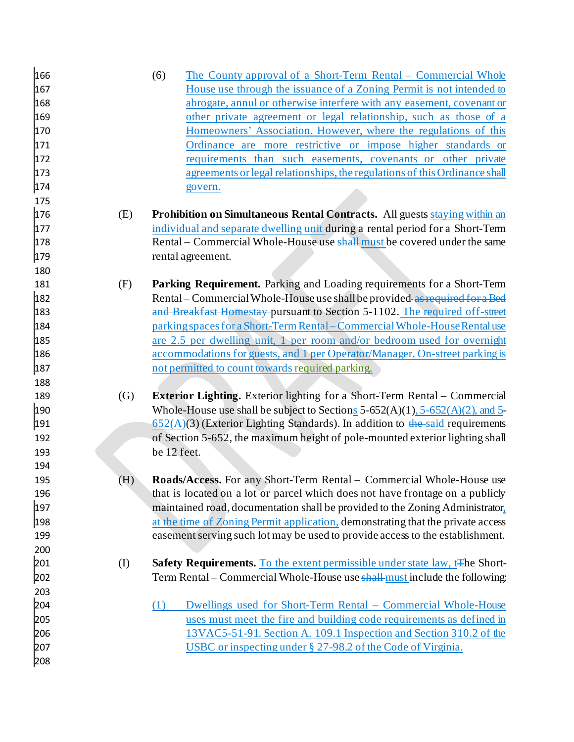(6) The County approval of a Short-Term Rental – Commercial Whole House use through the issuance of a Zoning Permit is not intended to abrogate, annul or otherwise interfere with any easement, covenant or other private agreement or legal relationship, such as those of a Homeowners' Association. However, where the regulations of this Ordinance are more restrictive or impose higher standards or requirements than such easements, covenants or other private agreements or legal relationships, the regulations of this Ordinance shall govern.

(E) **Prohibition on Simultaneous Rental Contracts.** All guests staying within an individual and separate dwelling unit during a rental period for a Short-Term Rental – Commercial Whole-House use ~~shall~~ must be covered under the same rental agreement.

(F) **Parking Requirement.** Parking and Loading requirements for a Short-Term Rental – Commercial Whole-House use shall be provided ~~as required for a Bed and Breakfast Homestay~~ pursuant to Section 5-1102. The required off-street parking spaces for a Short-Term Rental – Commercial Whole-House Rental use are 2.5 per dwelling unit, 1 per room and/or bedroom used for overnight accommodations for guests, and 1 per Operator/Manager. On-street parking is not permitted to count towards required parking.

(G) **Exterior Lighting.** Exterior lighting for a Short-Term Rental – Commercial Whole-House use shall be subject to Sections 5-652(A)(1), 5-652(A)(2), and 5-652(A)(3) (Exterior Lighting Standards). In addition to ~~the~~ said requirements of Section 5-652, the maximum height of pole-mounted exterior lighting shall be 12 feet.

(H) **Roads/Access.** For any Short-Term Rental – Commercial Whole-House use that is located on a lot or parcel which does not have frontage on a publicly maintained road, documentation shall be provided to the Zoning Administrator, at the time of Zoning Permit application, demonstrating that the private access easement serving such lot may be used to provide access to the establishment.

(I) **Safety Requirements.** To the extent permissible under state law, t~~T~~he Short-Term Rental – Commercial Whole-House use ~~shall~~ must include the following:

(1) Dwellings used for Short-Term Rental – Commercial Whole-House uses must meet the fire and building code requirements as defined in 13VAC5-51-91. Section A. 109.1 Inspection and Section 310.2 of the USBC or inspecting under § 27-98.2 of the Code of Virginia.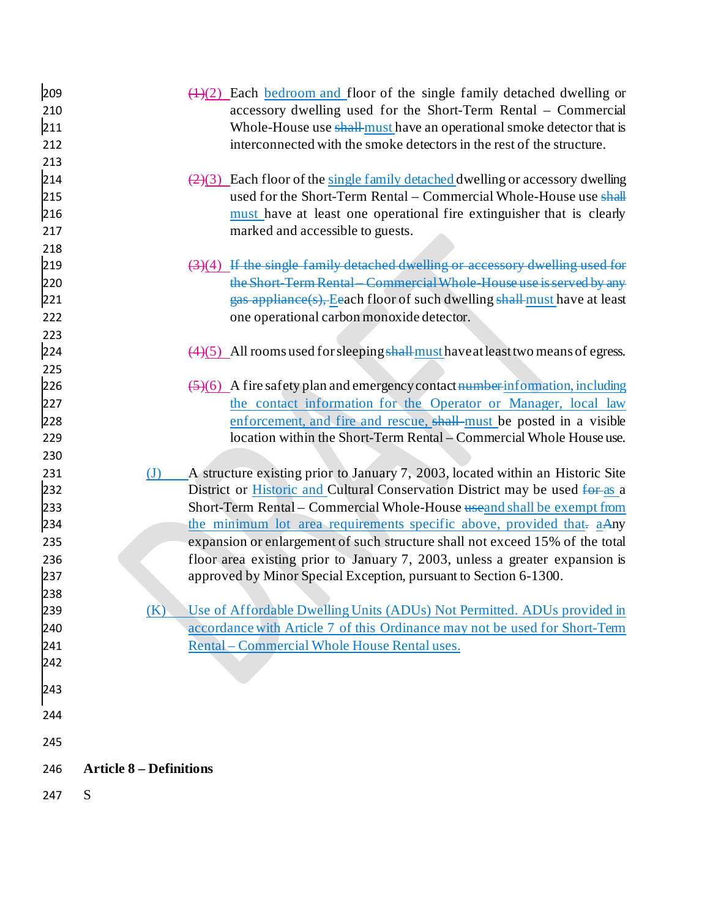~~(1)~~(2) Each bedroom and floor of the single family detached dwelling or accessory dwelling used for the Short-Term Rental – Commercial Whole-House use ~~shall~~ must have an operational smoke detector that is interconnected with the smoke detectors in the rest of the structure.

~~(2)~~(3) Each floor of the single family detached dwelling or accessory dwelling used for the Short-Term Rental – Commercial Whole-House use ~~shall~~ must have at least one operational fire extinguisher that is clearly marked and accessible to guests.

~~(3)~~(4) ~~If the single family detached dwelling or accessory dwelling used for the Short-Term Rental – Commercial Whole-House use is served by any gas appliance(s),~~ Eeach floor of such dwelling ~~shall~~ must have at least one operational carbon monoxide detector.

~~(4)~~(5) All rooms used for sleeping ~~shall~~ must have at least two means of egress.

~~(5)~~(6) A fire safety plan and emergency contact ~~number~~ information, including the contact information for the Operator or Manager, local law enforcement, and fire and rescue, ~~shall~~ must be posted in a visible location within the Short-Term Rental – Commercial Whole House use.

(J) A structure existing prior to January 7, 2003, located within an Historic Site District or Historic and Cultural Conservation District may be used ~~for~~ as a Short-Term Rental – Commercial Whole-House ~~use~~ and shall be exempt from the minimum lot area requirements specific above, provided that~~.~~ a~~A~~ny expansion or enlargement of such structure shall not exceed 15% of the total floor area existing prior to January 7, 2003, unless a greater expansion is approved by Minor Special Exception, pursuant to Section 6-1300.

(K) Use of Affordable Dwelling Units (ADUs) Not Permitted. ADUs provided in accordance with Article 7 of this Ordinance may not be used for Short-Term Rental – Commercial Whole House Rental uses.

**Article 8 – Definitions**

S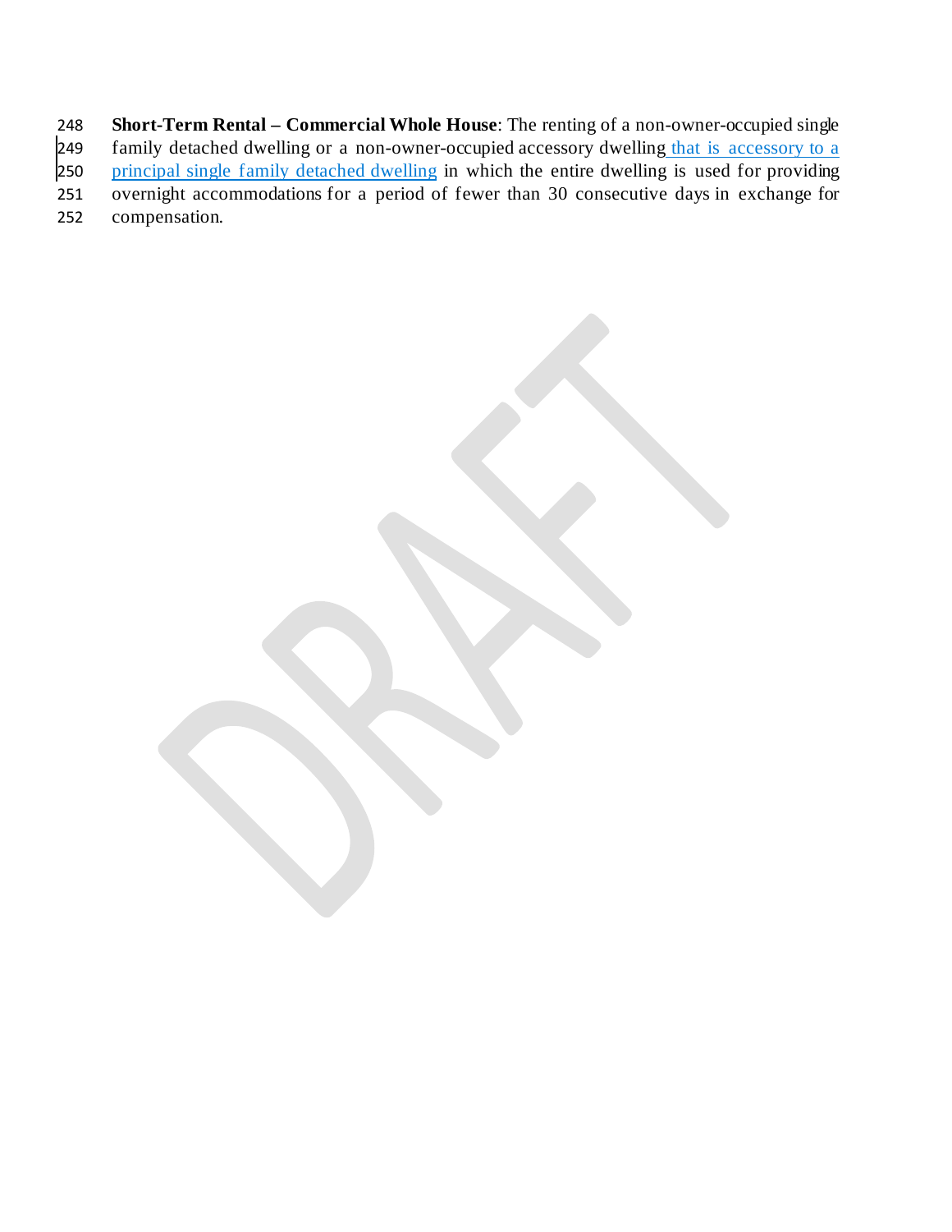**Short-Term Rental – Commercial Whole House**: The renting of a non-owner-occupied single family detached dwelling or a non-owner-occupied accessory dwelling that is accessory to a principal single family detached dwelling in which the entire dwelling is used for providing overnight accommodations for a period of fewer than 30 consecutive days in exchange for compensation.